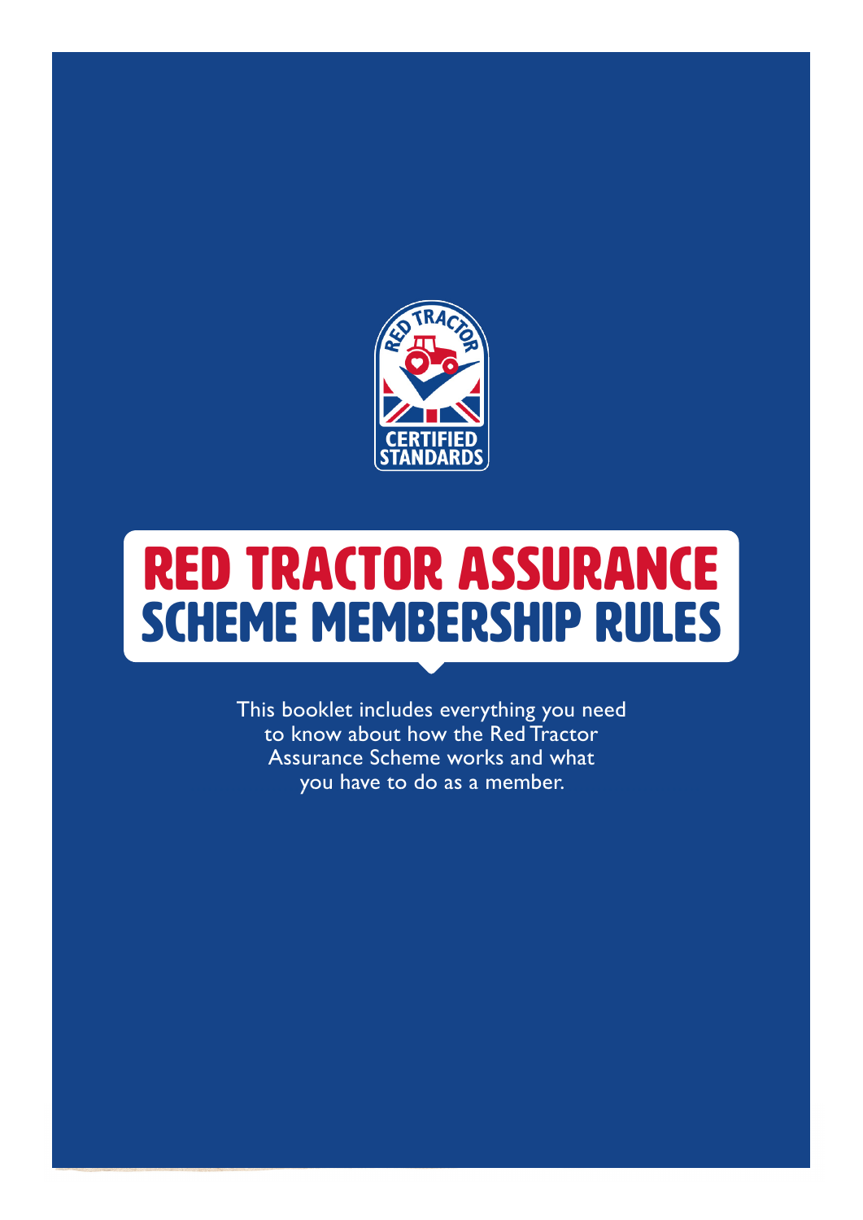# RED TRACTOR ASSURANCE SCHEME MEMBERSHIP RULES

This booklet includes everything you need to know about how the Red Tractor Assurance Scheme works and what you have to do as a member.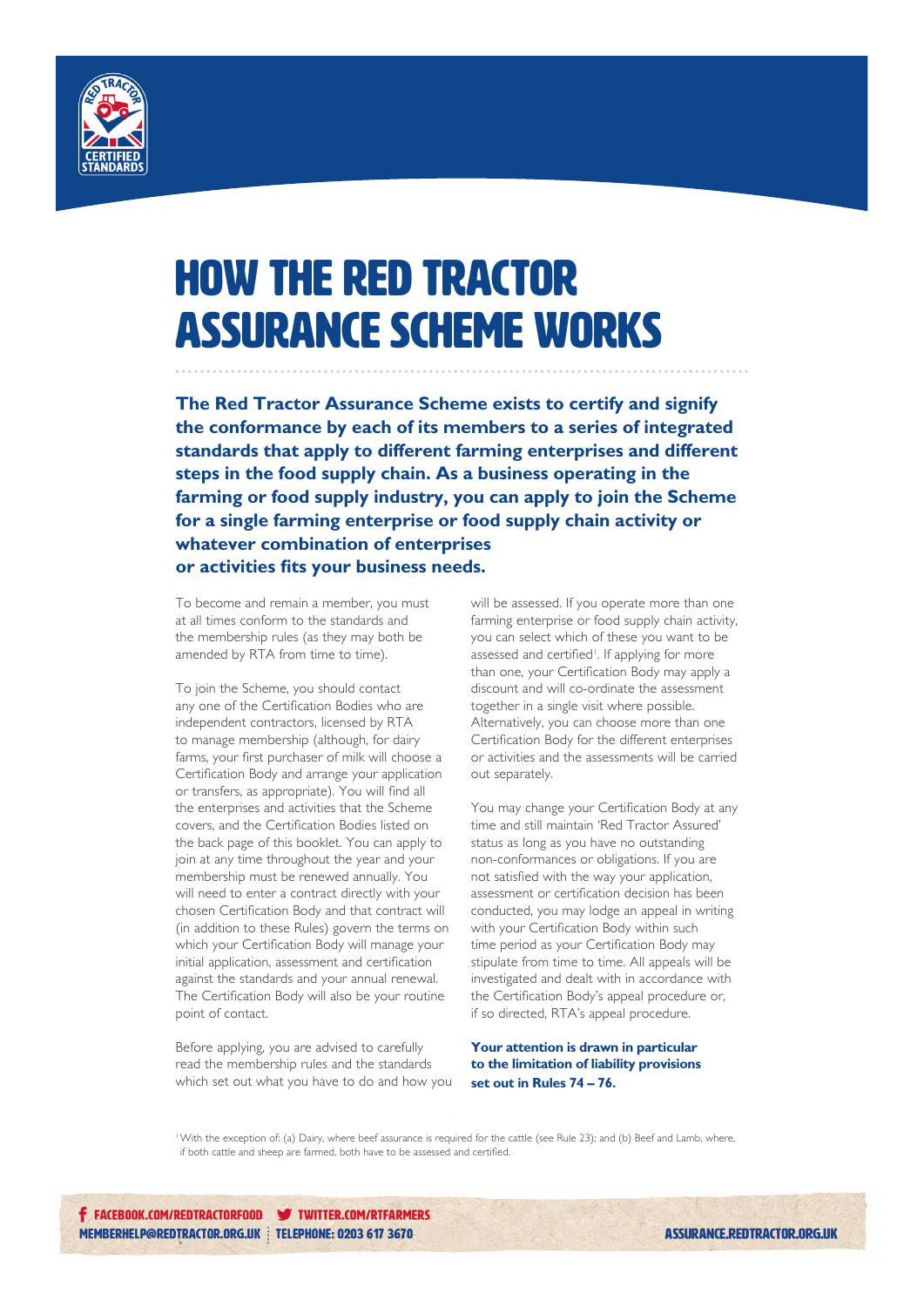# HOW THE RED TRACTOR ASSURANCE SCHEME WORKS

**The Red Tractor Assurance Scheme exists to certify and signify the conformance by each of its members to a series of integrated standards that apply to different farming enterprises and different steps in the food supply chain. As a business operating in the farming or food supply industry, you can apply to join the Scheme for a single farming enterprise or food supply chain activity or whatever combination of enterprises or activities fits your business needs.**

To become and remain a member, you must at all times conform to the standards and the membership rules (as they may both be amended by RTA from time to time).

To join the Scheme, you should contact any one of the Certification Bodies who are independent contractors, licensed by RTA to manage membership (although, for dairy farms, your first purchaser of milk will choose a Certification Body and arrange your application or transfers, as appropriate). You will find all the enterprises and activities that the Scheme covers, and the Certification Bodies listed on the back page of this booklet. You can apply to join at any time throughout the year and your membership must be renewed annually. You will need to enter a contract directly with your chosen Certification Body and that contract will (in addition to these Rules) govern the terms on which your Certification Body will manage your initial application, assessment and certification against the standards and your annual renewal. The Certification Body will also be your routine point of contact.

Before applying, you are advised to carefully read the membership rules and the standards which set out what you have to do and how you will be assessed. If you operate more than one farming enterprise or food supply chain activity, you can select which of these you want to be assessed and certified[1]. If applying for more than one, your Certification Body may apply a discount and will co-ordinate the assessment together in a single visit where possible. Alternatively, you can choose more than one Certification Body for the different enterprises or activities and the assessments will be carried out separately.

You may change your Certification Body at any time and still maintain 'Red Tractor Assured' status as long as you have no outstanding non-conformances or obligations. If you are not satisfied with the way your application, assessment or certification decision has been conducted, you may lodge an appeal in writing with your Certification Body within such time period as your Certification Body may stipulate from time to time. All appeals will be investigated and dealt with in accordance with the Certification Body's appeal procedure or, if so directed, RTA's appeal procedure.

**Your attention is drawn in particular to the limitation of liability provisions set out in Rules 74 – 76.**

[1] With the exception of: (a) Dairy, where beef assurance is required for the cattle (see Rule 23); and (b) Beef and Lamb, where, if both cattle and sheep are farmed, both have to be assessed and certified.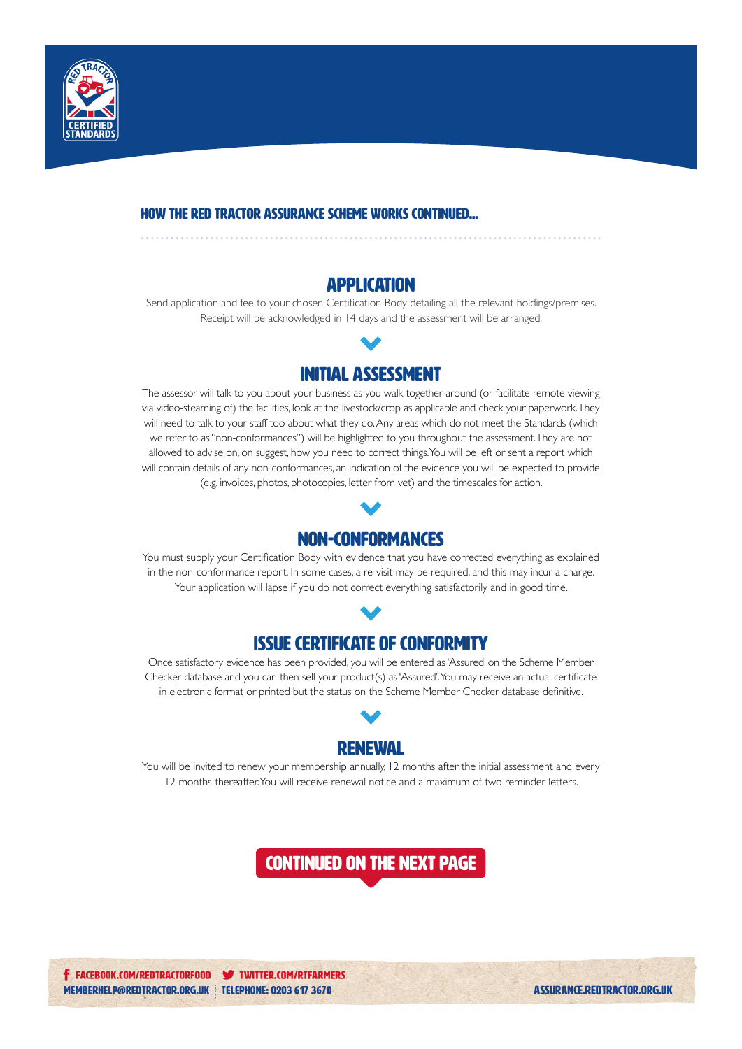## HOW THE RED TRACTOR ASSURANCE SCHEME WORKS CONTINUED...

### APPLICATION

Send application and fee to your chosen Certification Body detailing all the relevant holdings/premises. Receipt will be acknowledged in 14 days and the assessment will be arranged.

### INITIAL ASSESSMENT

The assessor will talk to you about your business as you walk together around (or facilitate remote viewing via video-steaming of) the facilities, look at the livestock/crop as applicable and check your paperwork. They will need to talk to your staff too about what they do. Any areas which do not meet the Standards (which we refer to as "non-conformances") will be highlighted to you throughout the assessment. They are not allowed to advise on, on suggest, how you need to correct things. You will be left or sent a report which will contain details of any non-conformances, an indication of the evidence you will be expected to provide (e.g. invoices, photos, photocopies, letter from vet) and the timescales for action.

### NON-CONFORMANCES

You must supply your Certification Body with evidence that you have corrected everything as explained in the non-conformance report. In some cases, a re-visit may be required, and this may incur a charge. Your application will lapse if you do not correct everything satisfactorily and in good time.

### ISSUE CERTIFICATE OF CONFORMITY

Once satisfactory evidence has been provided, you will be entered as 'Assured' on the Scheme Member Checker database and you can then sell your product(s) as 'Assured'. You may receive an actual certificate in electronic format or printed but the status on the Scheme Member Checker database definitive.

### RENEWAL

You will be invited to renew your membership annually, 12 months after the initial assessment and every 12 months thereafter. You will receive renewal notice and a maximum of two reminder letters.

**CONTINUED ON THE NEXT PAGE**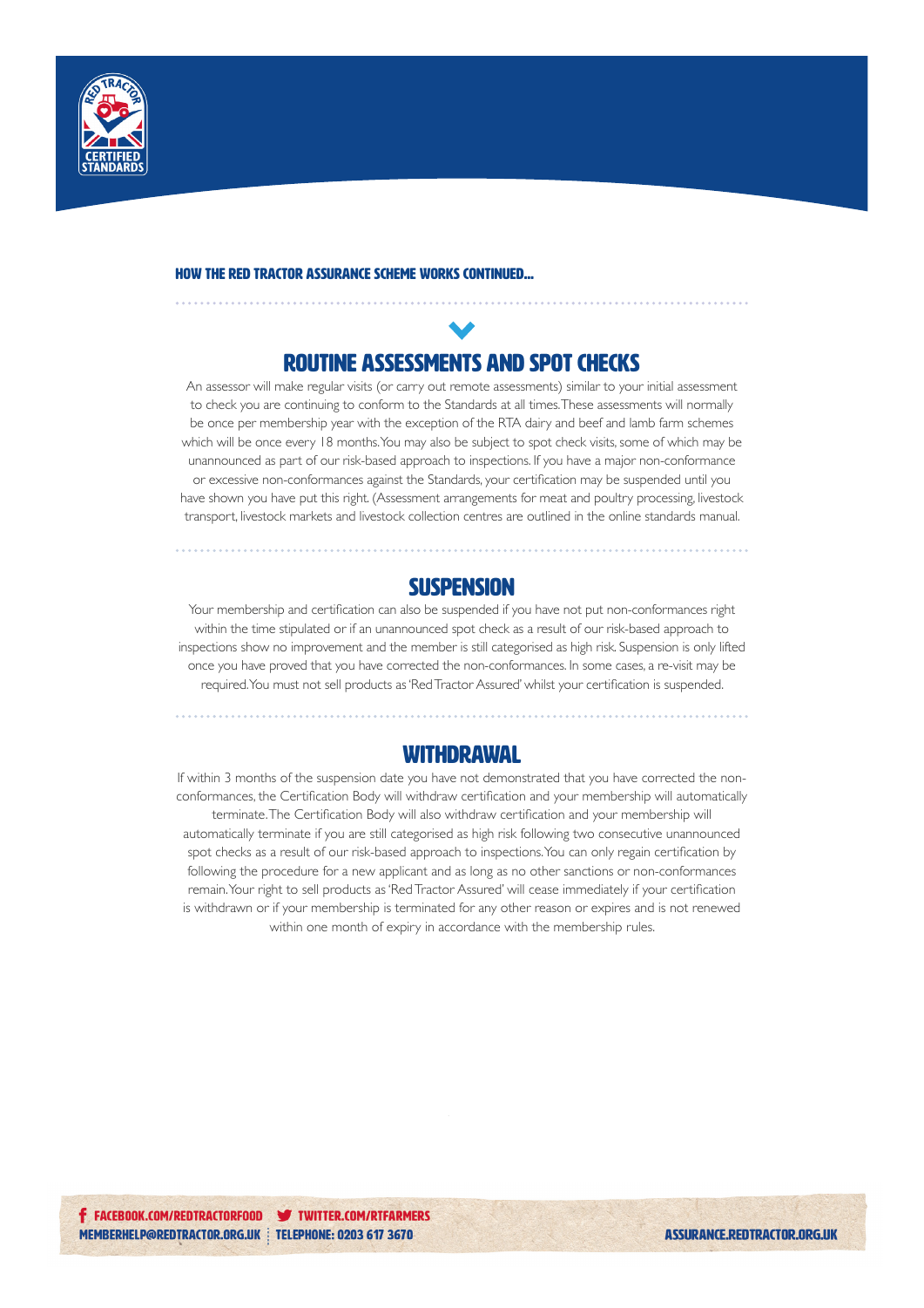HOW THE RED TRACTOR ASSURANCE SCHEME WORKS CONTINUED...

## ROUTINE ASSESSMENTS AND SPOT CHECKS

An assessor will make regular visits (or carry out remote assessments) similar to your initial assessment to check you are continuing to conform to the Standards at all times. These assessments will normally be once per membership year with the exception of the RTA dairy and beef and lamb farm schemes which will be once every 18 months. You may also be subject to spot check visits, some of which may be unannounced as part of our risk-based approach to inspections. If you have a major non-conformance or excessive non-conformances against the Standards, your certification may be suspended until you have shown you have put this right. (Assessment arrangements for meat and poultry processing, livestock transport, livestock markets and livestock collection centres are outlined in the online standards manual.

## SUSPENSION

Your membership and certification can also be suspended if you have not put non-conformances right within the time stipulated or if an unannounced spot check as a result of our risk-based approach to inspections show no improvement and the member is still categorised as high risk. Suspension is only lifted once you have proved that you have corrected the non-conformances. In some cases, a re-visit may be required. You must not sell products as 'Red Tractor Assured' whilst your certification is suspended.

## WITHDRAWAL

If within 3 months of the suspension date you have not demonstrated that you have corrected the non-conformances, the Certification Body will withdraw certification and your membership will automatically terminate. The Certification Body will also withdraw certification and your membership will automatically terminate if you are still categorised as high risk following two consecutive unannounced spot checks as a result of our risk-based approach to inspections. You can only regain certification by following the procedure for a new applicant and as long as no other sanctions or non-conformances remain. Your right to sell products as 'Red Tractor Assured' will cease immediately if your certification is withdrawn or if your membership is terminated for any other reason or expires and is not renewed within one month of expiry in accordance with the membership rules.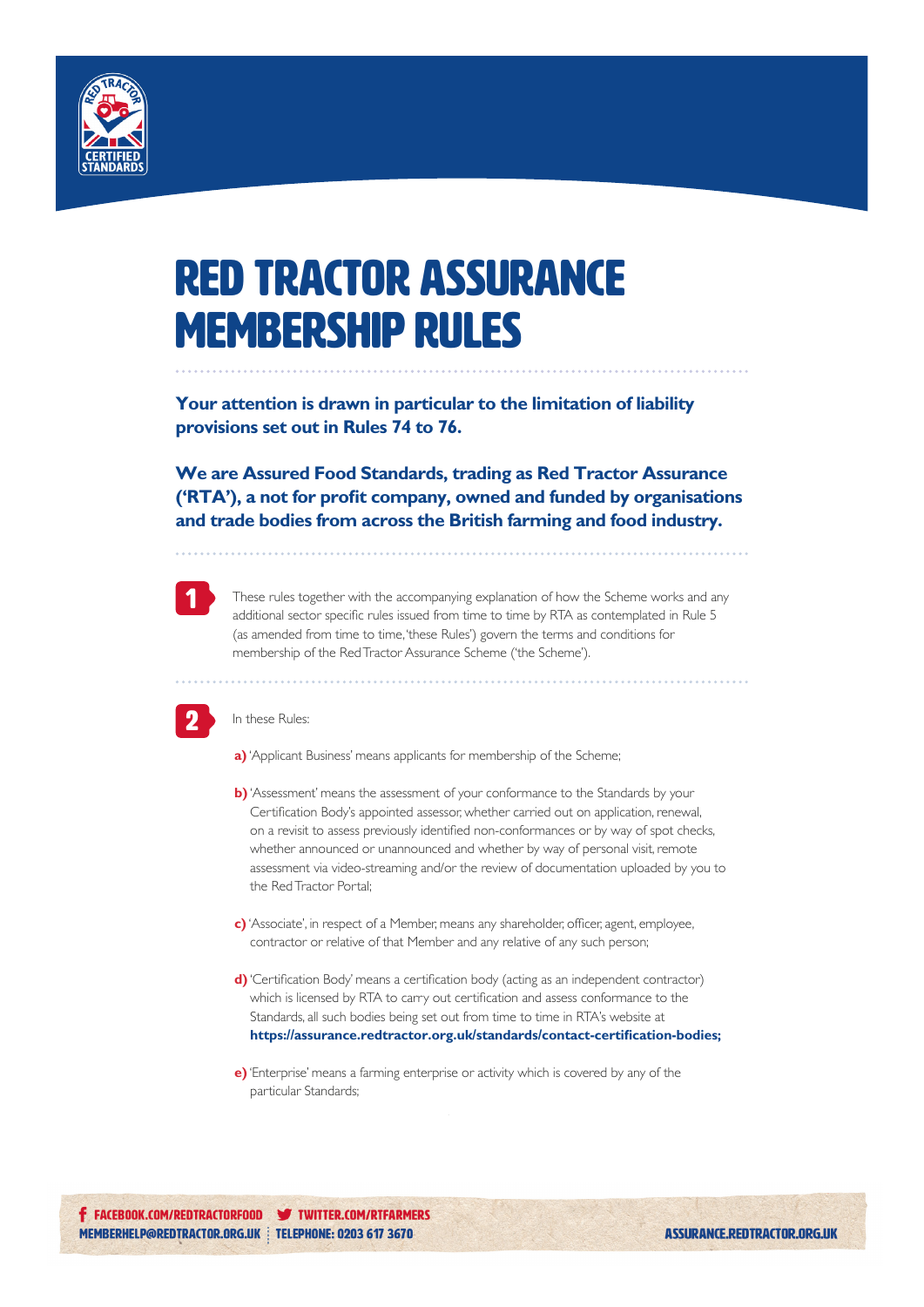# RED TRACTOR ASSURANCE MEMBERSHIP RULES

**Your attention is drawn in particular to the limitation of liability provisions set out in Rules 74 to 76.**

**We are Assured Food Standards, trading as Red Tractor Assurance ('RTA'), a not for profit company, owned and funded by organisations and trade bodies from across the British farming and food industry.**

**1** These rules together with the accompanying explanation of how the Scheme works and any additional sector specific rules issued from time to time by RTA as contemplated in Rule 5 (as amended from time to time, 'these Rules') govern the terms and conditions for membership of the Red Tractor Assurance Scheme ('the Scheme').

**2** In these Rules:

**a)** 'Applicant Business' means applicants for membership of the Scheme;

**b)** 'Assessment' means the assessment of your conformance to the Standards by your Certification Body's appointed assessor, whether carried out on application, renewal, on a revisit to assess previously identified non-conformances or by way of spot checks, whether announced or unannounced and whether by way of personal visit, remote assessment via video-streaming and/or the review of documentation uploaded by you to the Red Tractor Portal;

**c)** 'Associate', in respect of a Member, means any shareholder, officer, agent, employee, contractor or relative of that Member and any relative of any such person;

**d)** 'Certification Body' means a certification body (acting as an independent contractor) which is licensed by RTA to carry out certification and assess conformance to the Standards, all such bodies being set out from time to time in RTA's website at **https://assurance.redtractor.org.uk/standards/contact-certification-bodies;**

**e)** 'Enterprise' means a farming enterprise or activity which is covered by any of the particular Standards;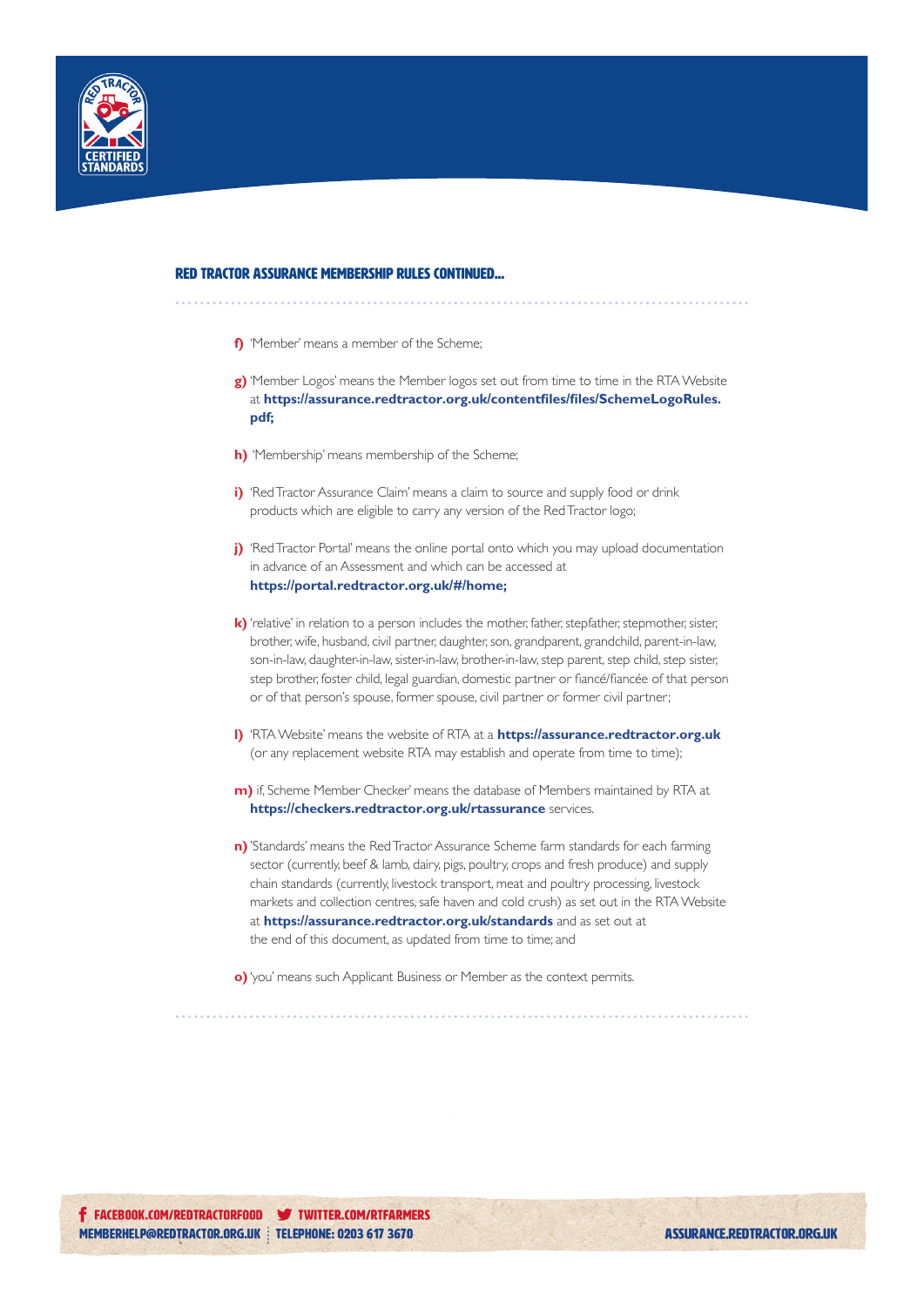## RED TRACTOR ASSURANCE MEMBERSHIP RULES CONTINUED...

**f)** 'Member' means a member of the Scheme;

**g)** 'Member Logos' means the Member logos set out from time to time in the RTA Website at **https://assurance.redtractor.org.uk/contentfiles/files/SchemeLogoRules.pdf;**

**h)** 'Membership' means membership of the Scheme;

**i)** 'Red Tractor Assurance Claim' means a claim to source and supply food or drink products which are eligible to carry any version of the Red Tractor logo;

**j)** 'Red Tractor Portal' means the online portal onto which you may upload documentation in advance of an Assessment and which can be accessed at **https://portal.redtractor.org.uk/#/home;**

**k)** 'relative' in relation to a person includes the mother, father, stepfather, stepmother, sister, brother, wife, husband, civil partner, daughter, son, grandparent, grandchild, parent-in-law, son-in-law, daughter-in-law, sister-in-law, brother-in-law, step parent, step child, step sister, step brother, foster child, legal guardian, domestic partner or fiancé/fiancée of that person or of that person's spouse, former spouse, civil partner or former civil partner;

**l)** 'RTA Website' means the website of RTA at a **https://assurance.redtractor.org.uk** (or any replacement website RTA may establish and operate from time to time);

**m)** if, Scheme Member Checker' means the database of Members maintained by RTA at **https://checkers.redtractor.org.uk/rtassurance** services.

**n)** 'Standards' means the Red Tractor Assurance Scheme farm standards for each farming sector (currently, beef & lamb, dairy, pigs, poultry, crops and fresh produce) and supply chain standards (currently, livestock transport, meat and poultry processing, livestock markets and collection centres, safe haven and cold crush) as set out in the RTA Website at **https://assurance.redtractor.org.uk/standards** and as set out at the end of this document, as updated from time to time; and

**o)** 'you' means such Applicant Business or Member as the context permits.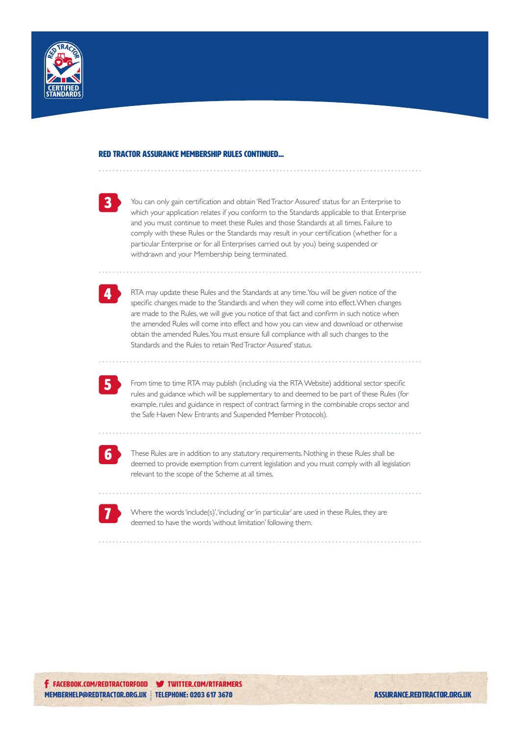## RED TRACTOR ASSURANCE MEMBERSHIP RULES CONTINUED...

**3** You can only gain certification and obtain 'Red Tractor Assured' status for an Enterprise to which your application relates if you conform to the Standards applicable to that Enterprise and you must continue to meet these Rules and those Standards at all times. Failure to comply with these Rules or the Standards may result in your certification (whether for a particular Enterprise or for all Enterprises carried out by you) being suspended or withdrawn and your Membership being terminated.

**4** RTA may update these Rules and the Standards at any time. You will be given notice of the specific changes made to the Standards and when they will come into effect. When changes are made to the Rules, we will give you notice of that fact and confirm in such notice when the amended Rules will come into effect and how you can view and download or otherwise obtain the amended Rules. You must ensure full compliance with all such changes to the Standards and the Rules to retain 'Red Tractor Assured' status.

**5** From time to time RTA may publish (including via the RTA Website) additional sector specific rules and guidance which will be supplementary to and deemed to be part of these Rules (for example, rules and guidance in respect of contract farming in the combinable crops sector and the Safe Haven New Entrants and Suspended Member Protocols).

**6** These Rules are in addition to any statutory requirements. Nothing in these Rules shall be deemed to provide exemption from current legislation and you must comply with all legislation relevant to the scope of the Scheme at all times.

**7** Where the words 'include(s)', 'including' or 'in particular' are used in these Rules, they are deemed to have the words 'without limitation' following them.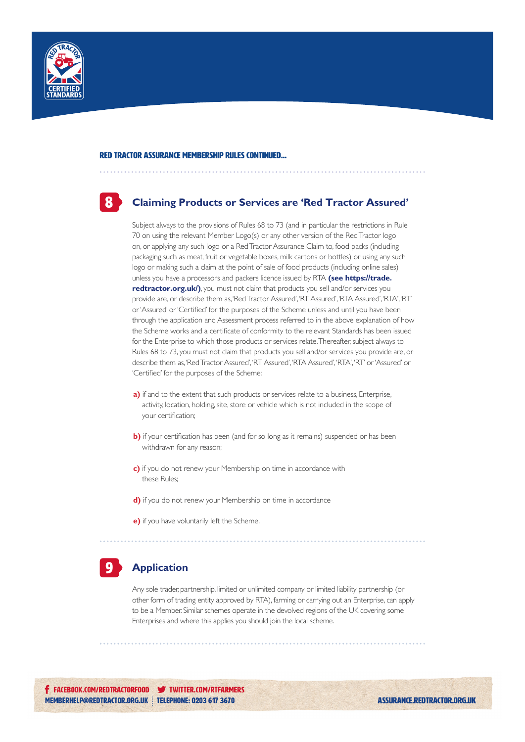**RED TRACTOR ASSURANCE MEMBERSHIP RULES CONTINUED...**

## 8 Claiming Products or Services are 'Red Tractor Assured'

Subject always to the provisions of Rules 68 to 73 (and in particular the restrictions in Rule 70 on using the relevant Member Logo(s) or any other version of the Red Tractor logo on, or applying any such logo or a Red Tractor Assurance Claim to, food packs (including packaging such as meat, fruit or vegetable boxes, milk cartons or bottles) or using any such logo or making such a claim at the point of sale of food products (including online sales) unless you have a processors and packers licence issued by RTA **(see https://trade.redtractor.org.uk/)**, you must not claim that products you sell and/or services you provide are, or describe them as, 'Red Tractor Assured', 'RT Assured', 'RTA Assured', 'RTA', 'RT' or 'Assured' or 'Certified' for the purposes of the Scheme unless and until you have been through the application and Assessment process referred to in the above explanation of how the Scheme works and a certificate of conformity to the relevant Standards has been issued for the Enterprise to which those products or services relate. Thereafter, subject always to Rules 68 to 73, you must not claim that products you sell and/or services you provide are, or describe them as, 'Red Tractor Assured', 'RT Assured', 'RTA Assured', 'RTA', 'RT' or 'Assured' or 'Certified' for the purposes of the Scheme:

**a)** if and to the extent that such products or services relate to a business, Enterprise, activity, location, holding, site, store or vehicle which is not included in the scope of your certification;

**b)** if your certification has been (and for so long as it remains) suspended or has been withdrawn for any reason;

**c)** if you do not renew your Membership on time in accordance with these Rules;

**d)** if you do not renew your Membership on time in accordance

**e)** if you have voluntarily left the Scheme.

## 9 Application

Any sole trader, partnership, limited or unlimited company or limited liability partnership (or other form of trading entity approved by RTA), farming or carrying out an Enterprise, can apply to be a Member. Similar schemes operate in the devolved regions of the UK covering some Enterprises and where this applies you should join the local scheme.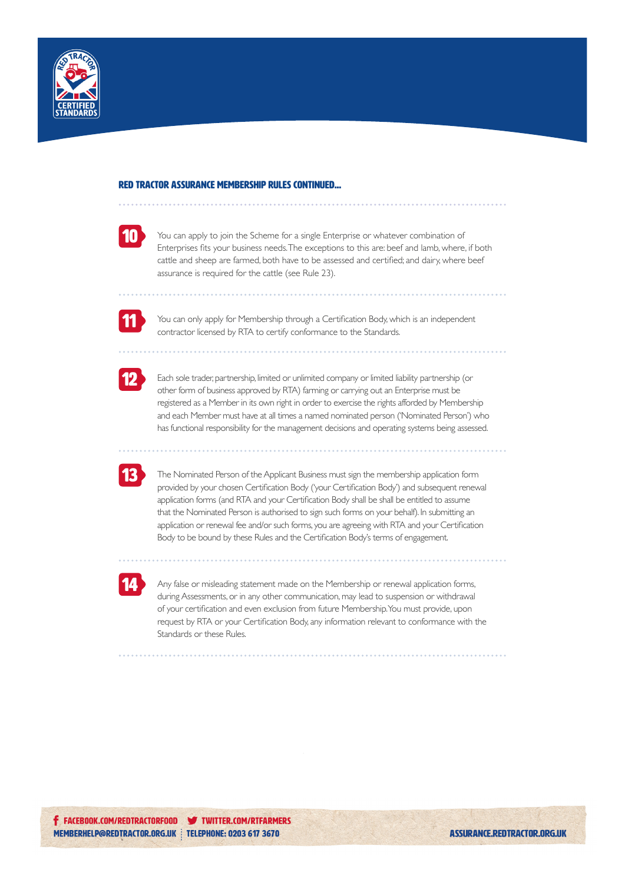## RED TRACTOR ASSURANCE MEMBERSHIP RULES CONTINUED...

**10** You can apply to join the Scheme for a single Enterprise or whatever combination of Enterprises fits your business needs. The exceptions to this are: beef and lamb, where, if both cattle and sheep are farmed, both have to be assessed and certified; and dairy, where beef assurance is required for the cattle (see Rule 23).

**11** You can only apply for Membership through a Certification Body, which is an independent contractor licensed by RTA to certify conformance to the Standards.

**12** Each sole trader, partnership, limited or unlimited company or limited liability partnership (or other form of business approved by RTA) farming or carrying out an Enterprise must be registered as a Member in its own right in order to exercise the rights afforded by Membership and each Member must have at all times a named nominated person ('Nominated Person') who has functional responsibility for the management decisions and operating systems being assessed.

**13** The Nominated Person of the Applicant Business must sign the membership application form provided by your chosen Certification Body ('your Certification Body') and subsequent renewal application forms (and RTA and your Certification Body shall be shall be entitled to assume that the Nominated Person is authorised to sign such forms on your behalf). In submitting an application or renewal fee and/or such forms, you are agreeing with RTA and your Certification Body to be bound by these Rules and the Certification Body's terms of engagement.

**14** Any false or misleading statement made on the Membership or renewal application forms, during Assessments, or in any other communication, may lead to suspension or withdrawal of your certification and even exclusion from future Membership. You must provide, upon request by RTA or your Certification Body, any information relevant to conformance with the Standards or these Rules.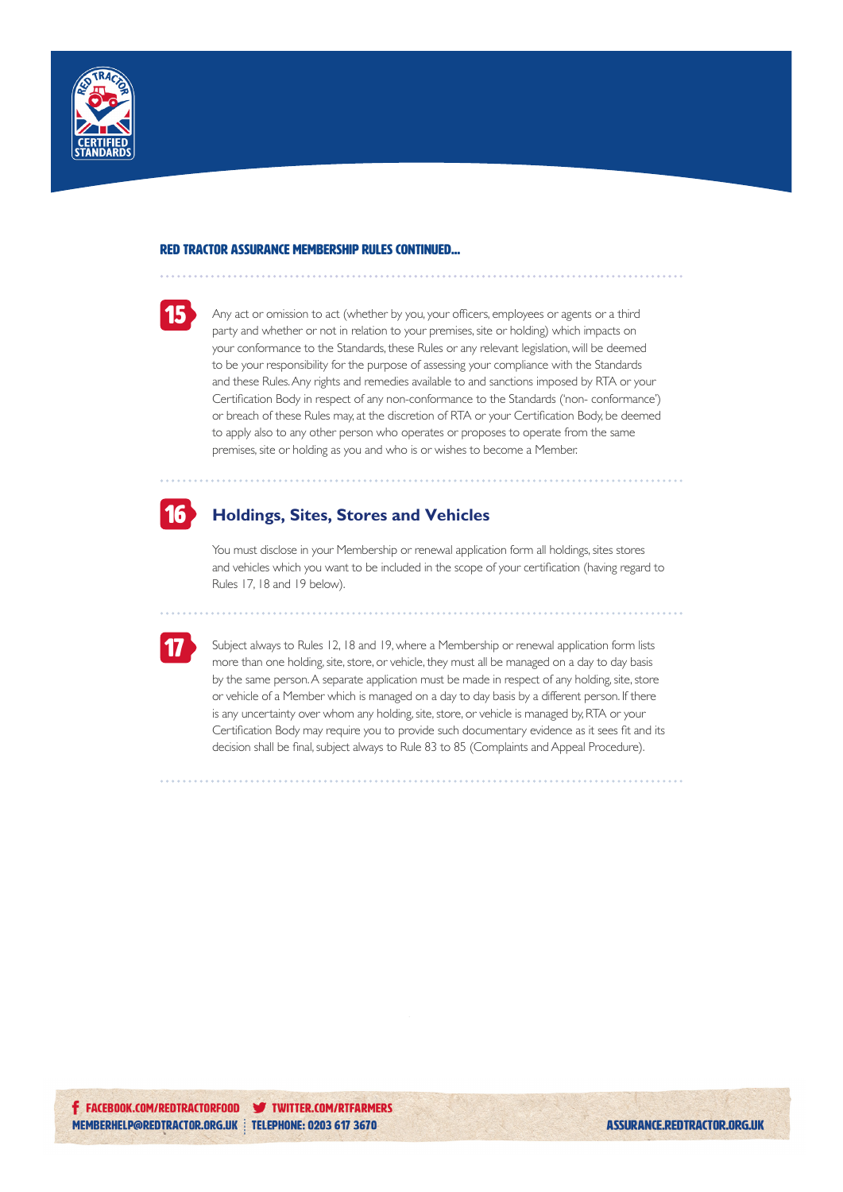**RED TRACTOR ASSURANCE MEMBERSHIP RULES CONTINUED...**

**15** Any act or omission to act (whether by you, your officers, employees or agents or a third party and whether or not in relation to your premises, site or holding) which impacts on your conformance to the Standards, these Rules or any relevant legislation, will be deemed to be your responsibility for the purpose of assessing your compliance with the Standards and these Rules. Any rights and remedies available to and sanctions imposed by RTA or your Certification Body in respect of any non-conformance to the Standards ('non- conformance') or breach of these Rules may, at the discretion of RTA or your Certification Body, be deemed to apply also to any other person who operates or proposes to operate from the same premises, site or holding as you and who is or wishes to become a Member.

## 16 Holdings, Sites, Stores and Vehicles

You must disclose in your Membership or renewal application form all holdings, sites stores and vehicles which you want to be included in the scope of your certification (having regard to Rules 17, 18 and 19 below).

**17** Subject always to Rules 12, 18 and 19, where a Membership or renewal application form lists more than one holding, site, store, or vehicle, they must all be managed on a day to day basis by the same person. A separate application must be made in respect of any holding, site, store or vehicle of a Member which is managed on a day to day basis by a different person. If there is any uncertainty over whom any holding, site, store, or vehicle is managed by, RTA or your Certification Body may require you to provide such documentary evidence as it sees fit and its decision shall be final, subject always to Rule 83 to 85 (Complaints and Appeal Procedure).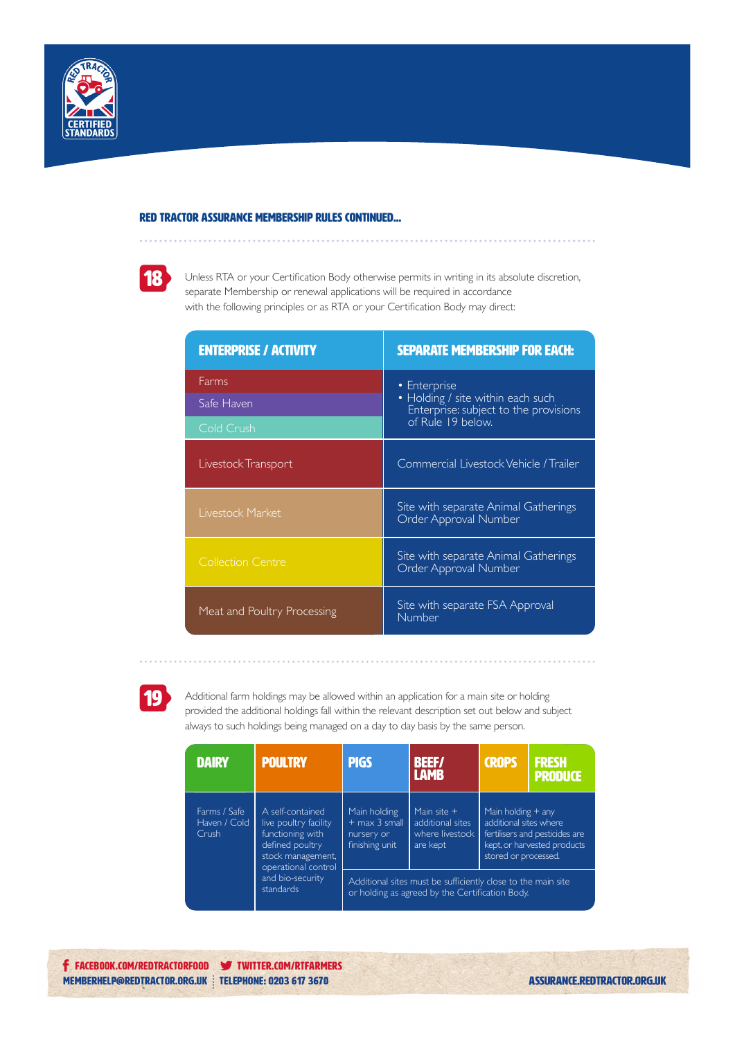## RED TRACTOR ASSURANCE MEMBERSHIP RULES CONTINUED...

**18** Unless RTA or your Certification Body otherwise permits in writing in its absolute discretion, separate Membership or renewal applications will be required in accordance with the following principles or as RTA or your Certification Body may direct:

| ENTERPRISE / ACTIVITY | SEPARATE MEMBERSHIP FOR EACH: |
|---|---|
| Farms<br>Safe Haven<br>Cold Crush | • Enterprise<br>• Holding / site within each such Enterprise: subject to the provisions of Rule 19 below. |
| Livestock Transport | Commercial Livestock Vehicle / Trailer |
| Livestock Market | Site with separate Animal Gatherings Order Approval Number |
| Collection Centre | Site with separate Animal Gatherings Order Approval Number |
| Meat and Poultry Processing | Site with separate FSA Approval Number |

**19** Additional farm holdings may be allowed within an application for a main site or holding provided the additional holdings fall within the relevant description set out below and subject always to such holdings being managed on a day to day basis by the same person.

| DAIRY | POULTRY | PIGS | BEEF/ LAMB | CROPS | FRESH PRODUCE |
|---|---|---|---|---|---|
| Farms / Safe Haven / Cold Crush | A self-contained live poultry facility functioning with defined poultry stock management, operational control and bio-security standards | Main holding + max 3 small nursery or finishing unit | Main site + additional sites where livestock are kept | Main holding + any additional sites where fertilisers and pesticides are kept, or harvested products stored or processed. | |
| | | Additional sites must be sufficiently close to the main site or holding as agreed by the Certification Body. | | | |

FACEBOOK.COM/REDTRACTORFOOD TWITTER.COM/RTFARMERS
MEMBERHELP@REDTRACTOR.ORG.UK TELEPHONE: 0203 617 3670
ASSURANCE.REDTRACTOR.ORG.UK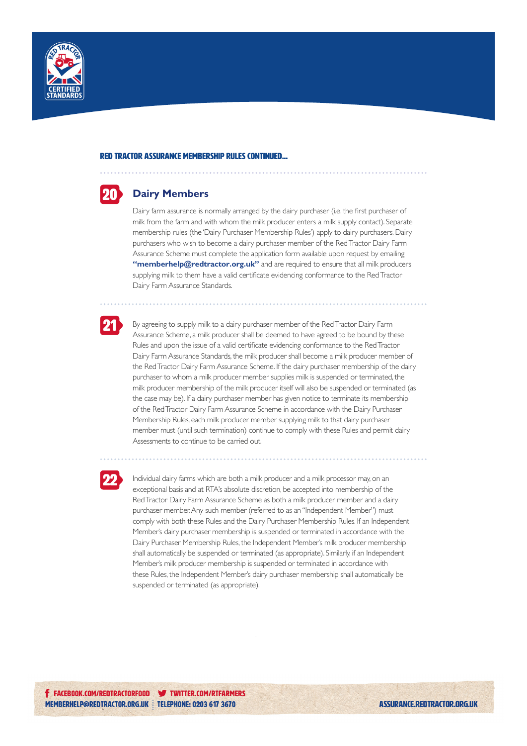## RED TRACTOR ASSURANCE MEMBERSHIP RULES CONTINUED...

## 20 Dairy Members

Dairy farm assurance is normally arranged by the dairy purchaser (i.e. the first purchaser of milk from the farm and with whom the milk producer enters a milk supply contact). Separate membership rules (the 'Dairy Purchaser Membership Rules') apply to dairy purchasers. Dairy purchasers who wish to become a dairy purchaser member of the Red Tractor Dairy Farm Assurance Scheme must complete the application form available upon request by emailing **"memberhelp@redtractor.org.uk"** and are required to ensure that all milk producers supplying milk to them have a valid certificate evidencing conformance to the Red Tractor Dairy Farm Assurance Standards.

**21** By agreeing to supply milk to a dairy purchaser member of the Red Tractor Dairy Farm Assurance Scheme, a milk producer shall be deemed to have agreed to be bound by these Rules and upon the issue of a valid certificate evidencing conformance to the Red Tractor Dairy Farm Assurance Standards, the milk producer shall become a milk producer member of the Red Tractor Dairy Farm Assurance Scheme. If the dairy purchaser membership of the dairy purchaser to whom a milk producer member supplies milk is suspended or terminated, the milk producer membership of the milk producer itself will also be suspended or terminated (as the case may be). If a dairy purchaser member has given notice to terminate its membership of the Red Tractor Dairy Farm Assurance Scheme in accordance with the Dairy Purchaser Membership Rules, each milk producer member supplying milk to that dairy purchaser member must (until such termination) continue to comply with these Rules and permit dairy Assessments to continue to be carried out.

**22** Individual dairy farms which are both a milk producer and a milk processor may, on an exceptional basis and at RTA's absolute discretion, be accepted into membership of the Red Tractor Dairy Farm Assurance Scheme as both a milk producer member and a dairy purchaser member. Any such member (referred to as an "Independent Member") must comply with both these Rules and the Dairy Purchaser Membership Rules. If an Independent Member's dairy purchaser membership is suspended or terminated in accordance with the Dairy Purchaser Membership Rules, the Independent Member's milk producer membership shall automatically be suspended or terminated (as appropriate). Similarly, if an Independent Member's milk producer membership is suspended or terminated in accordance with these Rules, the Independent Member's dairy purchaser membership shall automatically be suspended or terminated (as appropriate).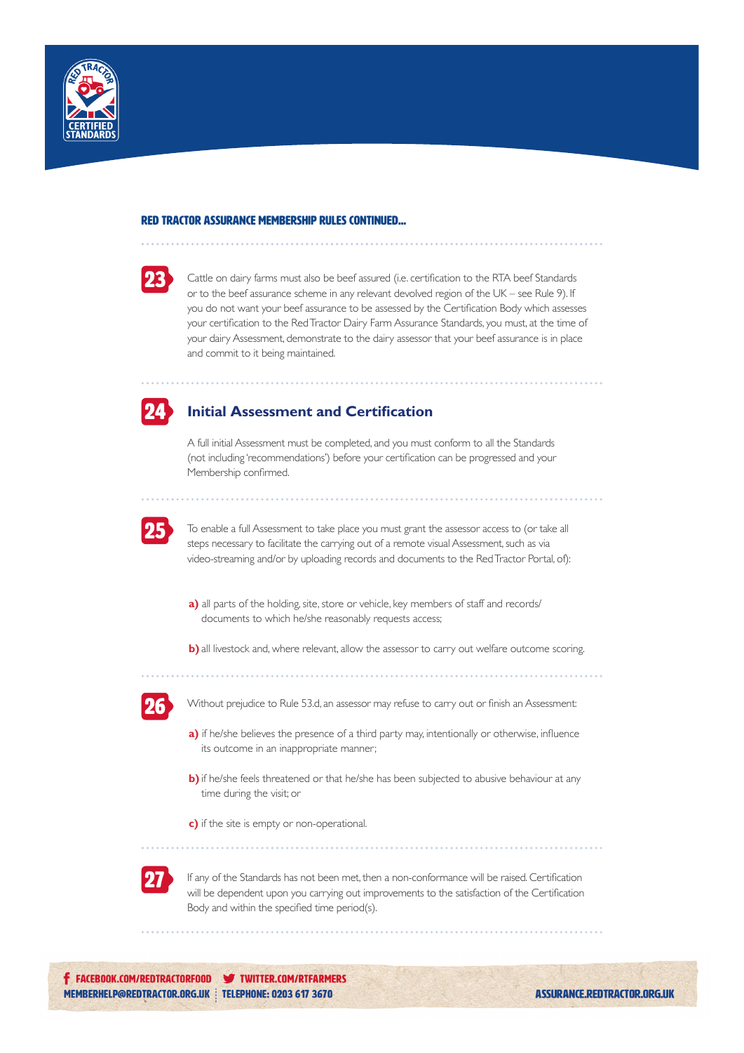### RED TRACTOR ASSURANCE MEMBERSHIP RULES CONTINUED...

**23** Cattle on dairy farms must also be beef assured (i.e. certification to the RTA beef Standards or to the beef assurance scheme in any relevant devolved region of the UK – see Rule 9). If you do not want your beef assurance to be assessed by the Certification Body which assesses your certification to the Red Tractor Dairy Farm Assurance Standards, you must, at the time of your dairy Assessment, demonstrate to the dairy assessor that your beef assurance is in place and commit to it being maintained.

## 24 Initial Assessment and Certification

A full initial Assessment must be completed, and you must conform to all the Standards (not including 'recommendations') before your certification can be progressed and your Membership confirmed.

**25** To enable a full Assessment to take place you must grant the assessor access to (or take all steps necessary to facilitate the carrying out of a remote visual Assessment, such as via video-streaming and/or by uploading records and documents to the Red Tractor Portal, of):

**a)** all parts of the holding, site, store or vehicle, key members of staff and records/documents to which he/she reasonably requests access;

**b)** all livestock and, where relevant, allow the assessor to carry out welfare outcome scoring.

**26** Without prejudice to Rule 53.d, an assessor may refuse to carry out or finish an Assessment:

**a)** if he/she believes the presence of a third party may, intentionally or otherwise, influence its outcome in an inappropriate manner;

**b)** if he/she feels threatened or that he/she has been subjected to abusive behaviour at any time during the visit; or

**c)** if the site is empty or non-operational.

**27** If any of the Standards has not been met, then a non-conformance will be raised. Certification will be dependent upon you carrying out improvements to the satisfaction of the Certification Body and within the specified time period(s).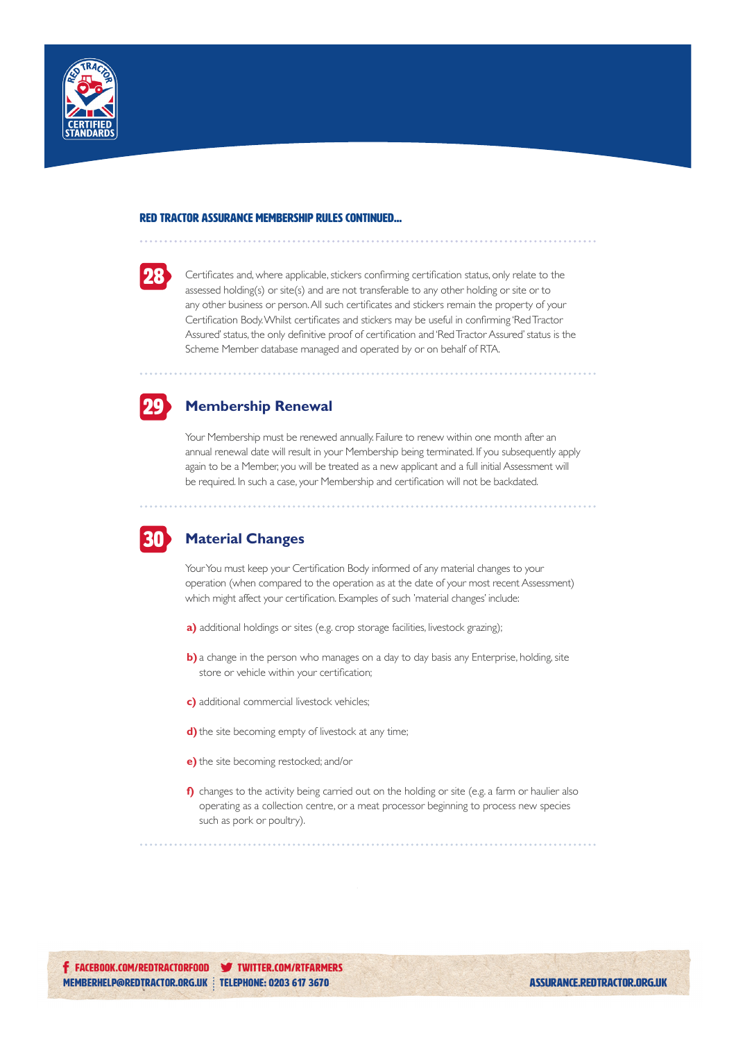RED TRACTOR ASSURANCE MEMBERSHIP RULES CONTINUED...

**28** Certificates and, where applicable, stickers confirming certification status, only relate to the assessed holding(s) or site(s) and are not transferable to any other holding or site or to any other business or person. All such certificates and stickers remain the property of your Certification Body. Whilst certificates and stickers may be useful in confirming 'Red Tractor Assured' status, the only definitive proof of certification and 'Red Tractor Assured' status is the Scheme Member database managed and operated by or on behalf of RTA.

## 29 Membership Renewal

Your Membership must be renewed annually. Failure to renew within one month after an annual renewal date will result in your Membership being terminated. If you subsequently apply again to be a Member, you will be treated as a new applicant and a full initial Assessment will be required. In such a case, your Membership and certification will not be backdated.

## 30 Material Changes

Your You must keep your Certification Body informed of any material changes to your operation (when compared to the operation as at the date of your most recent Assessment) which might affect your certification. Examples of such 'material changes' include:

**a)** additional holdings or sites (e.g. crop storage facilities, livestock grazing);

**b)** a change in the person who manages on a day to day basis any Enterprise, holding, site store or vehicle within your certification;

**c)** additional commercial livestock vehicles;

**d)** the site becoming empty of livestock at any time;

**e)** the site becoming restocked; and/or

**f)** changes to the activity being carried out on the holding or site (e.g. a farm or haulier also operating as a collection centre, or a meat processor beginning to process new species such as pork or poultry).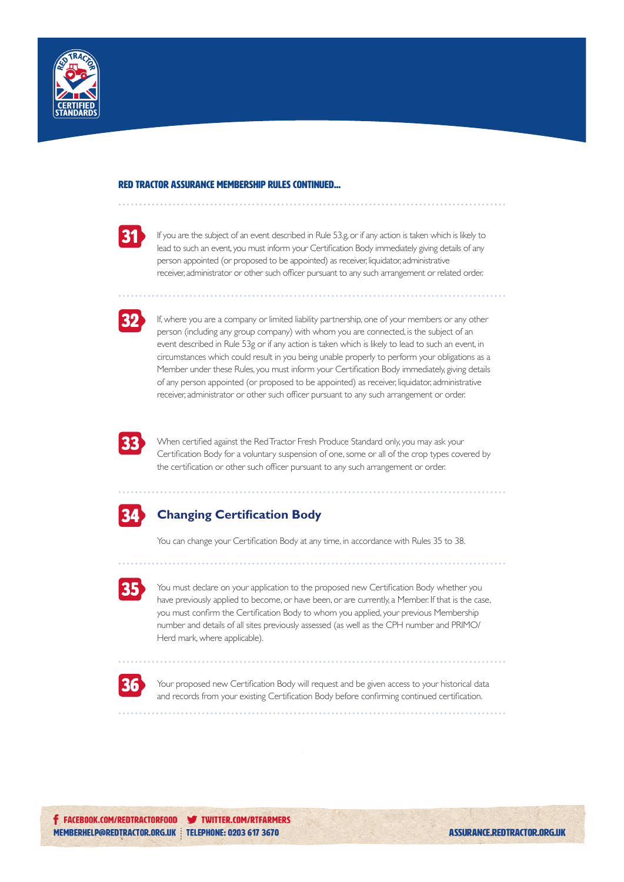### RED TRACTOR ASSURANCE MEMBERSHIP RULES CONTINUED...

**31** If you are the subject of an event described in Rule 53.g, or if any action is taken which is likely to lead to such an event, you must inform your Certification Body immediately giving details of any person appointed (or proposed to be appointed) as receiver, liquidator, administrative receiver, administrator or other such officer pursuant to any such arrangement or related order.

**32** If, where you are a company or limited liability partnership, one of your members or any other person (including any group company) with whom you are connected, is the subject of an event described in Rule 53g or if any action is taken which is likely to lead to such an event, in circumstances which could result in you being unable properly to perform your obligations as a Member under these Rules, you must inform your Certification Body immediately, giving details of any person appointed (or proposed to be appointed) as receiver, liquidator, administrative receiver, administrator or other such officer pursuant to any such arrangement or order.

**33** When certified against the Red Tractor Fresh Produce Standard only, you may ask your Certification Body for a voluntary suspension of one, some or all of the crop types covered by the certification or other such officer pursuant to any such arrangement or order.

## 34 Changing Certification Body

You can change your Certification Body at any time, in accordance with Rules 35 to 38.

**35** You must declare on your application to the proposed new Certification Body whether you have previously applied to become, or have been, or are currently, a Member. If that is the case, you must confirm the Certification Body to whom you applied, your previous Membership number and details of all sites previously assessed (as well as the CPH number and PRIMO/Herd mark, where applicable).

**36** Your proposed new Certification Body will request and be given access to your historical data and records from your existing Certification Body before confirming continued certification.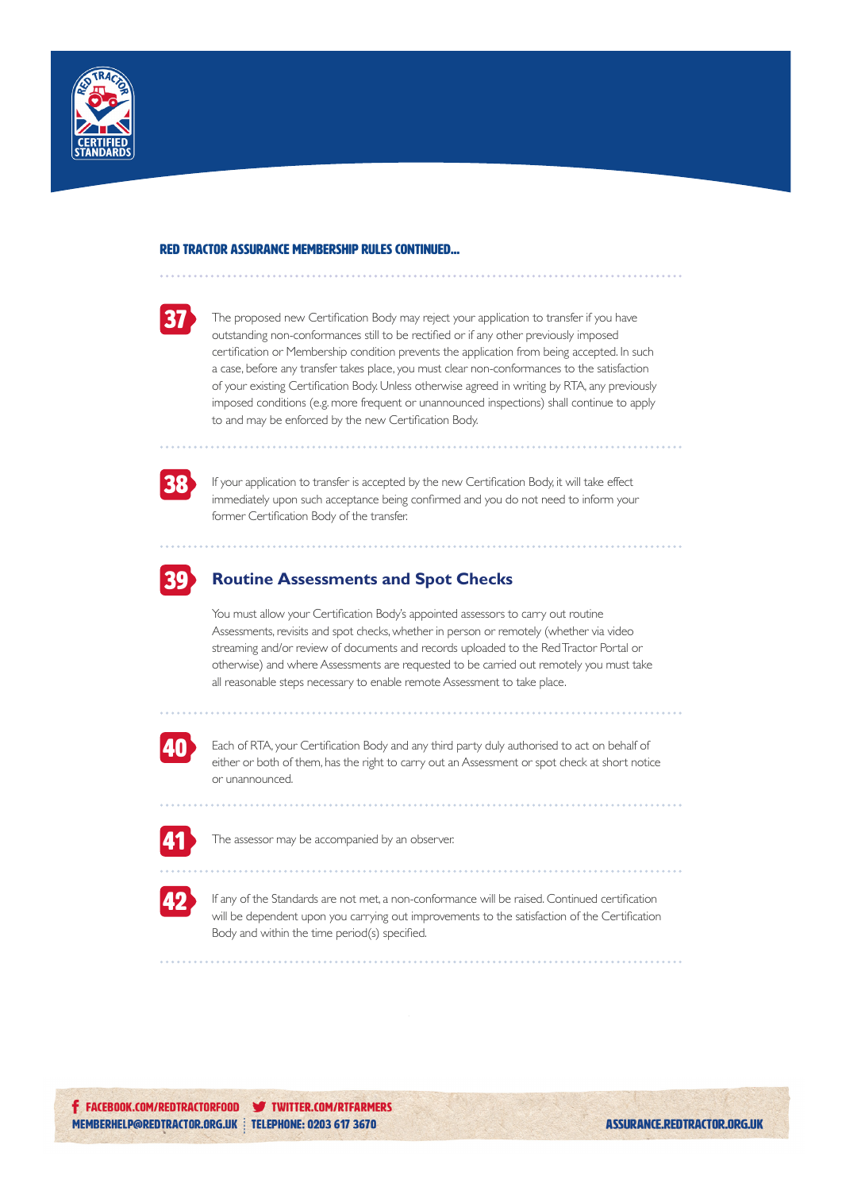**RED TRACTOR ASSURANCE MEMBERSHIP RULES CONTINUED...**

**37** The proposed new Certification Body may reject your application to transfer if you have outstanding non-conformances still to be rectified or if any other previously imposed certification or Membership condition prevents the application from being accepted. In such a case, before any transfer takes place, you must clear non-conformances to the satisfaction of your existing Certification Body. Unless otherwise agreed in writing by RTA, any previously imposed conditions (e.g. more frequent or unannounced inspections) shall continue to apply to and may be enforced by the new Certification Body.

**38** If your application to transfer is accepted by the new Certification Body, it will take effect immediately upon such acceptance being confirmed and you do not need to inform your former Certification Body of the transfer.

## 39 Routine Assessments and Spot Checks

You must allow your Certification Body's appointed assessors to carry out routine Assessments, revisits and spot checks, whether in person or remotely (whether via video streaming and/or review of documents and records uploaded to the Red Tractor Portal or otherwise) and where Assessments are requested to be carried out remotely you must take all reasonable steps necessary to enable remote Assessment to take place.

**40** Each of RTA, your Certification Body and any third party duly authorised to act on behalf of either or both of them, has the right to carry out an Assessment or spot check at short notice or unannounced.

**41** The assessor may be accompanied by an observer.

**42** If any of the Standards are not met, a non-conformance will be raised. Continued certification will be dependent upon you carrying out improvements to the satisfaction of the Certification Body and within the time period(s) specified.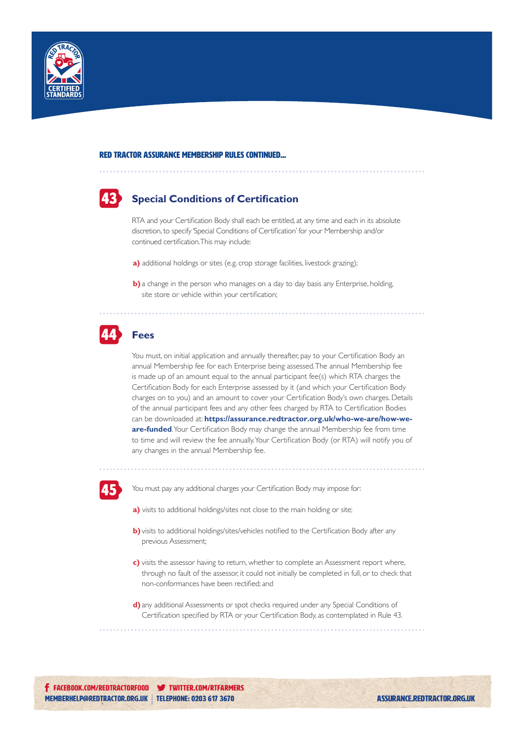RED TRACTOR ASSURANCE MEMBERSHIP RULES CONTINUED...

## 43 Special Conditions of Certification

RTA and your Certification Body shall each be entitled, at any time and each in its absolute discretion, to specify 'Special Conditions of Certification' for your Membership and/or continued certification. This may include:

**a)** additional holdings or sites (e.g. crop storage facilities, livestock grazing);

**b)** a change in the person who manages on a day to day basis any Enterprise, holding, site store or vehicle within your certification;

## 44 Fees

You must, on initial application and annually thereafter, pay to your Certification Body an annual Membership fee for each Enterprise being assessed. The annual Membership fee is made up of an amount equal to the annual participant fee(s) which RTA charges the Certification Body for each Enterprise assessed by it (and which your Certification Body charges on to you) and an amount to cover your Certification Body's own charges. Details of the annual participant fees and any other fees charged by RTA to Certification Bodies can be downloaded at: **https://assurance.redtractor.org.uk/who-we-are/how-we-are-funded**. Your Certification Body may change the annual Membership fee from time to time and will review the fee annually. Your Certification Body (or RTA) will notify you of any changes in the annual Membership fee.

## 45

You must pay any additional charges your Certification Body may impose for:

**a)** visits to additional holdings/sites not close to the main holding or site;

**b)** visits to additional holdings/sites/vehicles notified to the Certification Body after any previous Assessment;

**c)** visits the assessor having to return, whether to complete an Assessment report where, through no fault of the assessor, it could not initially be completed in full, or to check that non-conformances have been rectified; and

**d)** any additional Assessments or spot checks required under any Special Conditions of Certification specified by RTA or your Certification Body, as contemplated in Rule 43.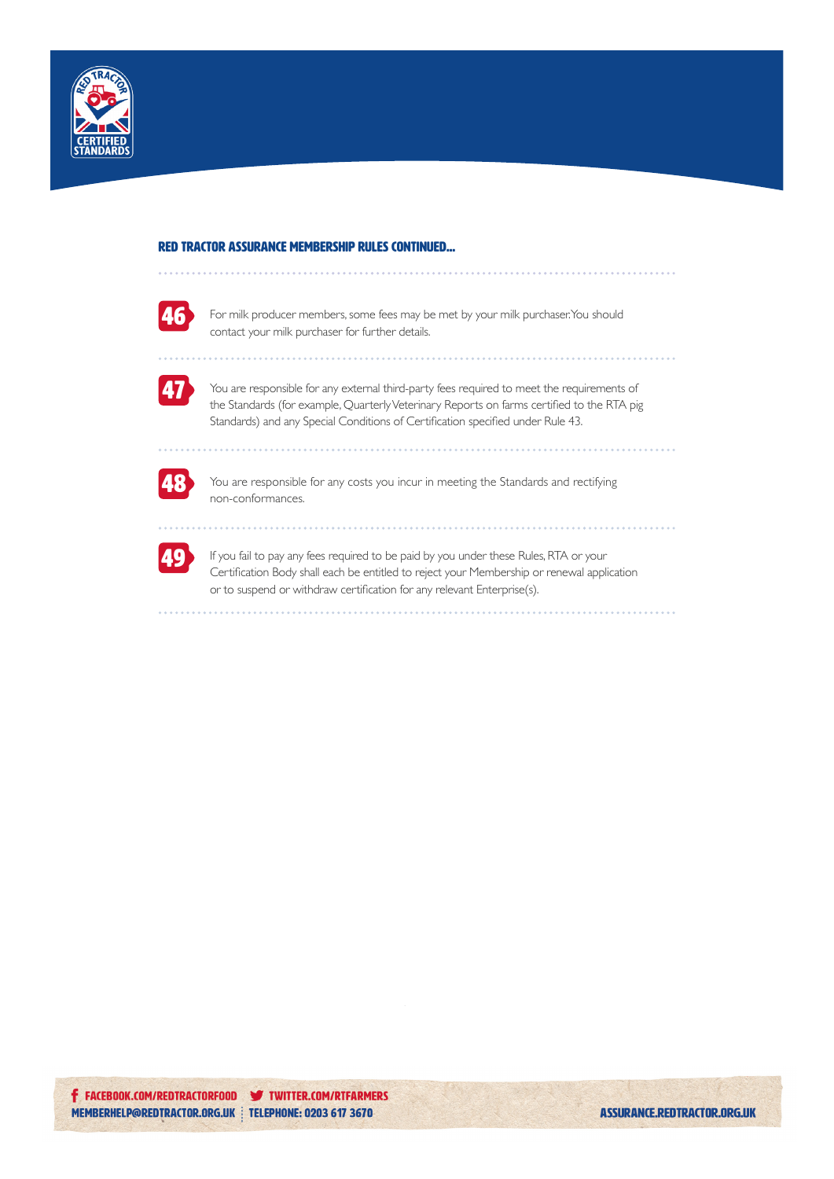## RED TRACTOR ASSURANCE MEMBERSHIP RULES CONTINUED...

**46** For milk producer members, some fees may be met by your milk purchaser. You should contact your milk purchaser for further details.

**47** You are responsible for any external third-party fees required to meet the requirements of the Standards (for example, Quarterly Veterinary Reports on farms certified to the RTA pig Standards) and any Special Conditions of Certification specified under Rule 43.

**48** You are responsible for any costs you incur in meeting the Standards and rectifying non-conformances.

**49** If you fail to pay any fees required to be paid by you under these Rules, RTA or your Certification Body shall each be entitled to reject your Membership or renewal application or to suspend or withdraw certification for any relevant Enterprise(s).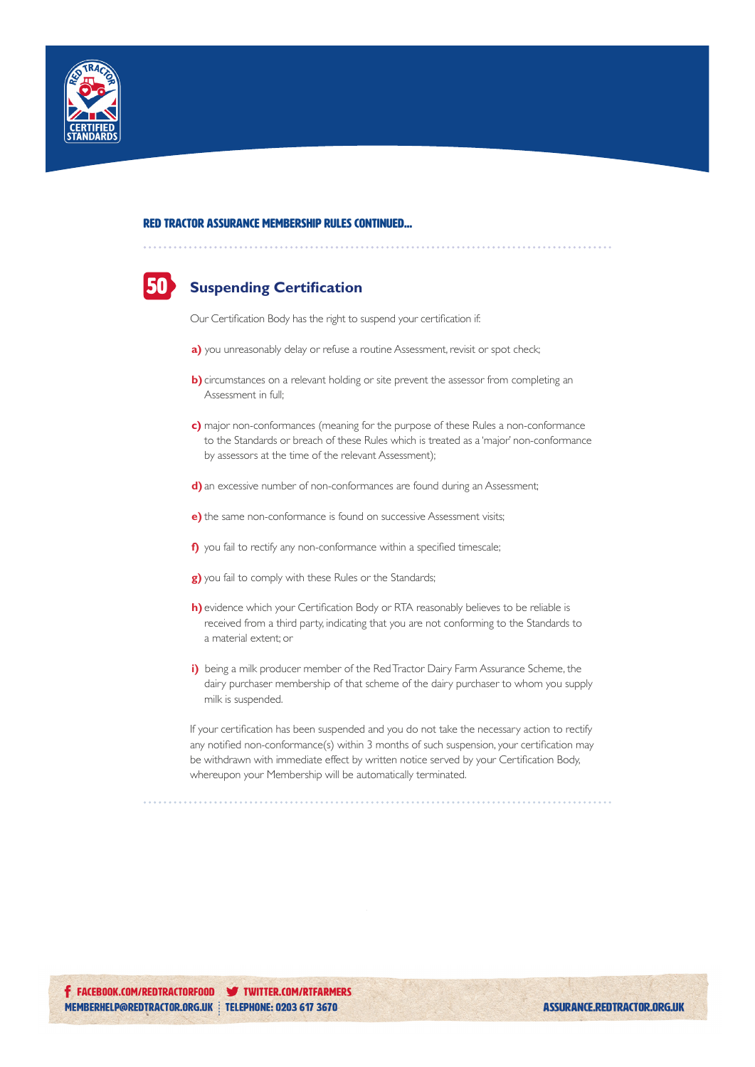RED TRACTOR ASSURANCE MEMBERSHIP RULES CONTINUED...

## 50 Suspending Certification

Our Certification Body has the right to suspend your certification if:

**a)** you unreasonably delay or refuse a routine Assessment, revisit or spot check;

**b)** circumstances on a relevant holding or site prevent the assessor from completing an Assessment in full;

**c)** major non-conformances (meaning for the purpose of these Rules a non-conformance to the Standards or breach of these Rules which is treated as a 'major' non-conformance by assessors at the time of the relevant Assessment);

**d)** an excessive number of non-conformances are found during an Assessment;

**e)** the same non-conformance is found on successive Assessment visits;

**f)** you fail to rectify any non-conformance within a specified timescale;

**g)** you fail to comply with these Rules or the Standards;

**h)** evidence which your Certification Body or RTA reasonably believes to be reliable is received from a third party, indicating that you are not conforming to the Standards to a material extent; or

**i)** being a milk producer member of the Red Tractor Dairy Farm Assurance Scheme, the dairy purchaser membership of that scheme of the dairy purchaser to whom you supply milk is suspended.

If your certification has been suspended and you do not take the necessary action to rectify any notified non-conformance(s) within 3 months of such suspension, your certification may be withdrawn with immediate effect by written notice served by your Certification Body, whereupon your Membership will be automatically terminated.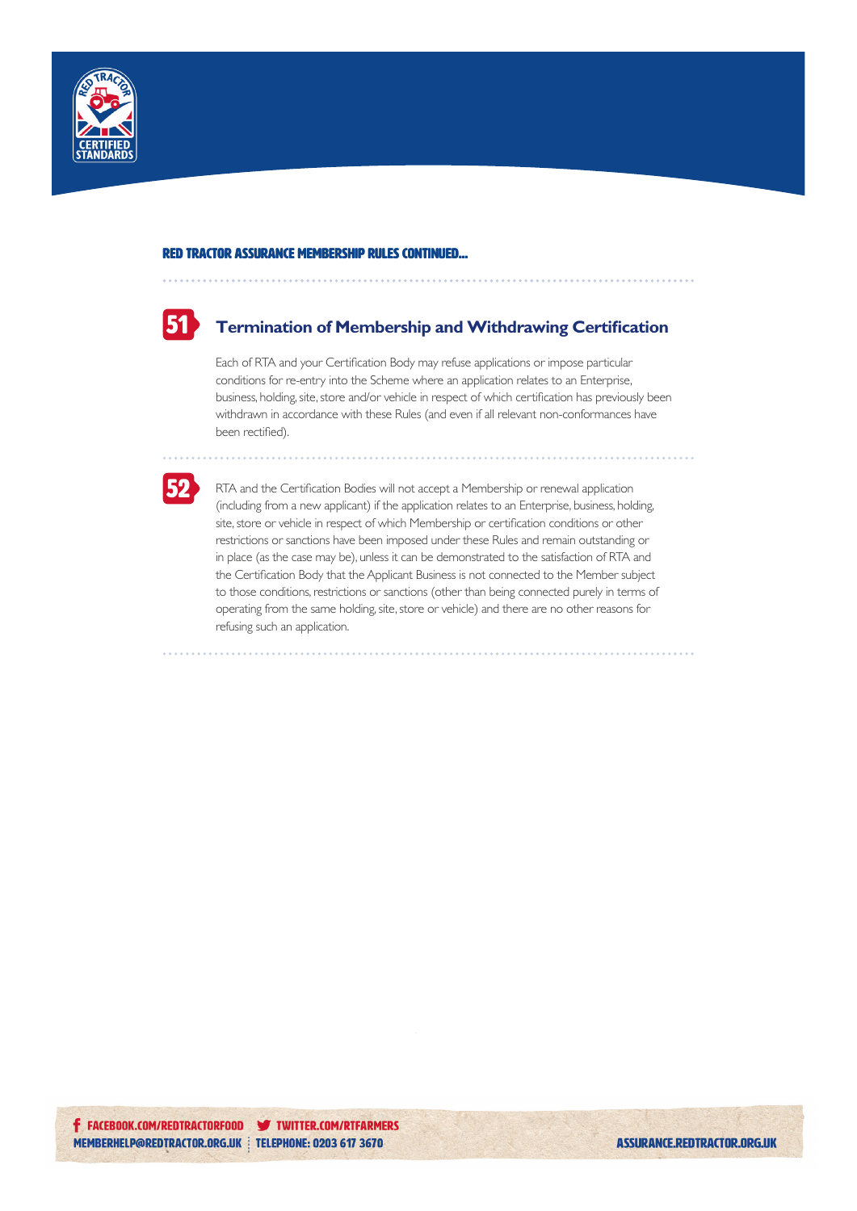RED TRACTOR ASSURANCE MEMBERSHIP RULES CONTINUED...

## 51 Termination of Membership and Withdrawing Certification

Each of RTA and your Certification Body may refuse applications or impose particular conditions for re-entry into the Scheme where an application relates to an Enterprise, business, holding, site, store and/or vehicle in respect of which certification has previously been withdrawn in accordance with these Rules (and even if all relevant non-conformances have been rectified).

**52** RTA and the Certification Bodies will not accept a Membership or renewal application (including from a new applicant) if the application relates to an Enterprise, business, holding, site, store or vehicle in respect of which Membership or certification conditions or other restrictions or sanctions have been imposed under these Rules and remain outstanding or in place (as the case may be), unless it can be demonstrated to the satisfaction of RTA and the Certification Body that the Applicant Business is not connected to the Member subject to those conditions, restrictions or sanctions (other than being connected purely in terms of operating from the same holding, site, store or vehicle) and there are no other reasons for refusing such an application.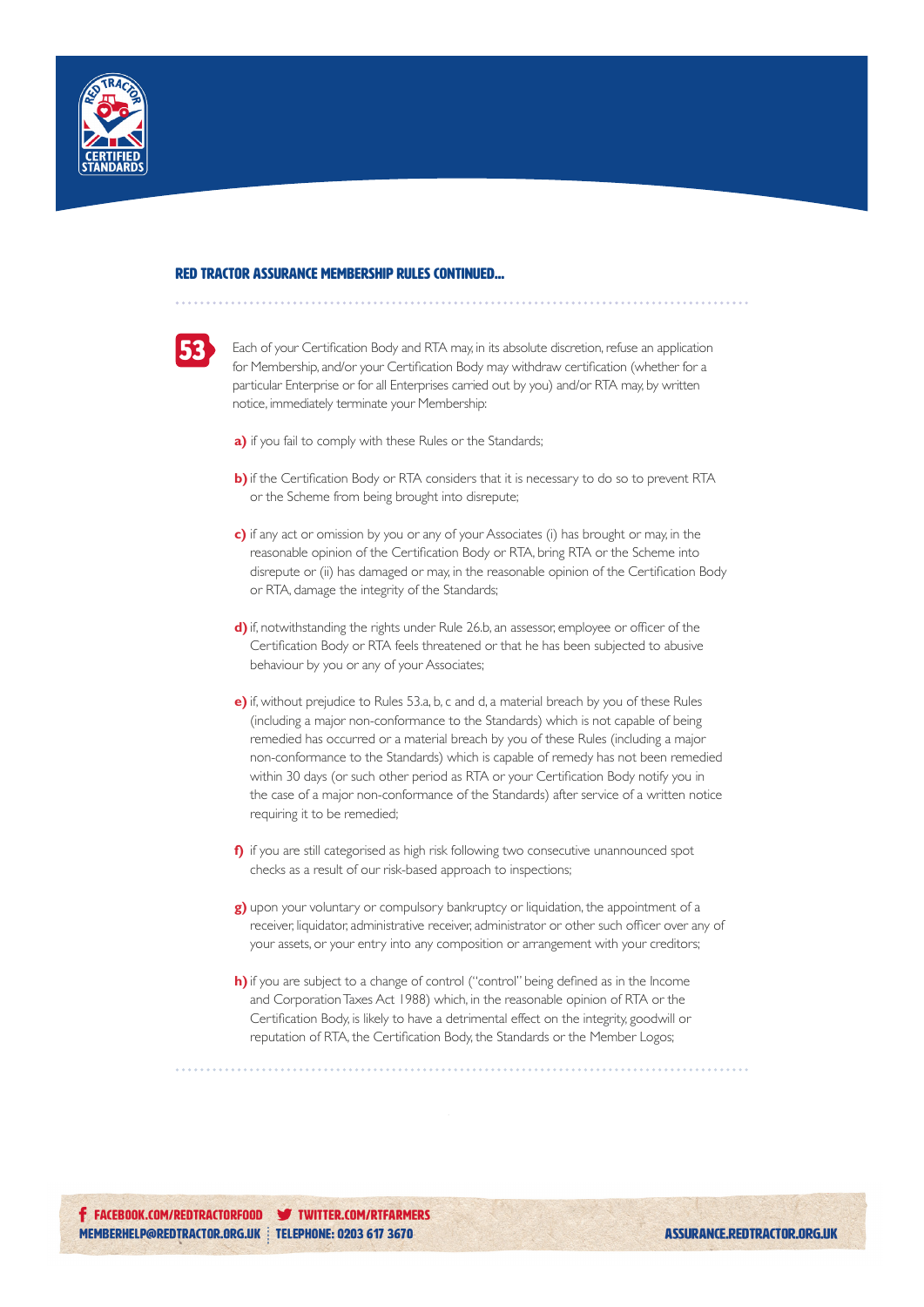### RED TRACTOR ASSURANCE MEMBERSHIP RULES CONTINUED...

**53** Each of your Certification Body and RTA may, in its absolute discretion, refuse an application for Membership, and/or your Certification Body may withdraw certification (whether for a particular Enterprise or for all Enterprises carried out by you) and/or RTA may, by written notice, immediately terminate your Membership:

**a)** if you fail to comply with these Rules or the Standards;

**b)** if the Certification Body or RTA considers that it is necessary to do so to prevent RTA or the Scheme from being brought into disrepute;

**c)** if any act or omission by you or any of your Associates (i) has brought or may, in the reasonable opinion of the Certification Body or RTA, bring RTA or the Scheme into disrepute or (ii) has damaged or may, in the reasonable opinion of the Certification Body or RTA, damage the integrity of the Standards;

**d)** if, notwithstanding the rights under Rule 26.b, an assessor, employee or officer of the Certification Body or RTA feels threatened or that he has been subjected to abusive behaviour by you or any of your Associates;

**e)** if, without prejudice to Rules 53.a, b, c and d, a material breach by you of these Rules (including a major non-conformance to the Standards) which is not capable of being remedied has occurred or a material breach by you of these Rules (including a major non-conformance to the Standards) which is capable of remedy has not been remedied within 30 days (or such other period as RTA or your Certification Body notify you in the case of a major non-conformance of the Standards) after service of a written notice requiring it to be remedied;

**f)** if you are still categorised as high risk following two consecutive unannounced spot checks as a result of our risk-based approach to inspections;

**g)** upon your voluntary or compulsory bankruptcy or liquidation, the appointment of a receiver, liquidator, administrative receiver, administrator or other such officer over any of your assets, or your entry into any composition or arrangement with your creditors;

**h)** if you are subject to a change of control ("control" being defined as in the Income and Corporation Taxes Act 1988) which, in the reasonable opinion of RTA or the Certification Body, is likely to have a detrimental effect on the integrity, goodwill or reputation of RTA, the Certification Body, the Standards or the Member Logos;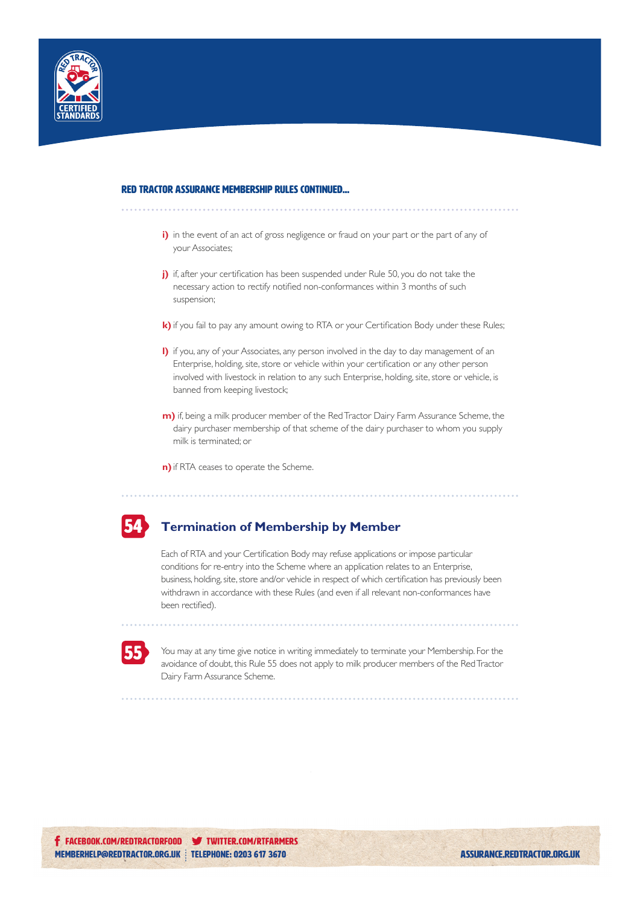**RED TRACTOR ASSURANCE MEMBERSHIP RULES CONTINUED...**

**i)** in the event of an act of gross negligence or fraud on your part or the part of any of your Associates;

**j)** if, after your certification has been suspended under Rule 50, you do not take the necessary action to rectify notified non-conformances within 3 months of such suspension;

**k)** if you fail to pay any amount owing to RTA or your Certification Body under these Rules;

**l)** if you, any of your Associates, any person involved in the day to day management of an Enterprise, holding, site, store or vehicle within your certification or any other person involved with livestock in relation to any such Enterprise, holding, site, store or vehicle, is banned from keeping livestock;

**m)** if, being a milk producer member of the Red Tractor Dairy Farm Assurance Scheme, the dairy purchaser membership of that scheme of the dairy purchaser to whom you supply milk is terminated; or

**n)** if RTA ceases to operate the Scheme.

## 54 Termination of Membership by Member

Each of RTA and your Certification Body may refuse applications or impose particular conditions for re-entry into the Scheme where an application relates to an Enterprise, business, holding, site, store and/or vehicle in respect of which certification has previously been withdrawn in accordance with these Rules (and even if all relevant non-conformances have been rectified).

**55** You may at any time give notice in writing immediately to terminate your Membership. For the avoidance of doubt, this Rule 55 does not apply to milk producer members of the Red Tractor Dairy Farm Assurance Scheme.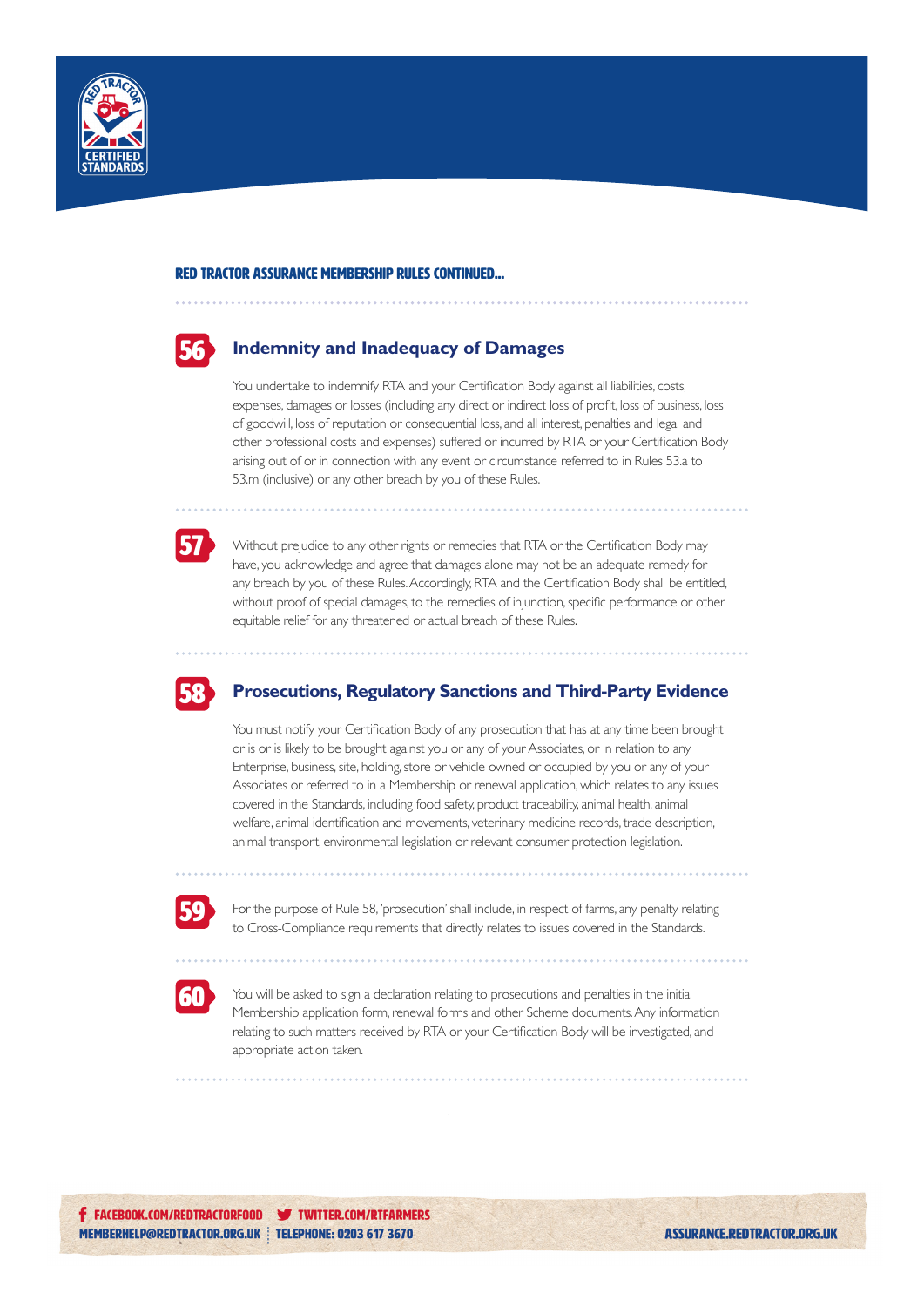RED TRACTOR ASSURANCE MEMBERSHIP RULES CONTINUED...

## 56 Indemnity and Inadequacy of Damages

You undertake to indemnify RTA and your Certification Body against all liabilities, costs, expenses, damages or losses (including any direct or indirect loss of profit, loss of business, loss of goodwill, loss of reputation or consequential loss, and all interest, penalties and legal and other professional costs and expenses) suffered or incurred by RTA or your Certification Body arising out of or in connection with any event or circumstance referred to in Rules 53.a to 53.m (inclusive) or any other breach by you of these Rules.

**57** Without prejudice to any other rights or remedies that RTA or the Certification Body may have, you acknowledge and agree that damages alone may not be an adequate remedy for any breach by you of these Rules. Accordingly, RTA and the Certification Body shall be entitled, without proof of special damages, to the remedies of injunction, specific performance or other equitable relief for any threatened or actual breach of these Rules.

## 58 Prosecutions, Regulatory Sanctions and Third-Party Evidence

You must notify your Certification Body of any prosecution that has at any time been brought or is or is likely to be brought against you or any of your Associates, or in relation to any Enterprise, business, site, holding, store or vehicle owned or occupied by you or any of your Associates or referred to in a Membership or renewal application, which relates to any issues covered in the Standards, including food safety, product traceability, animal health, animal welfare, animal identification and movements, veterinary medicine records, trade description, animal transport, environmental legislation or relevant consumer protection legislation.

**59** For the purpose of Rule 58, 'prosecution' shall include, in respect of farms, any penalty relating to Cross-Compliance requirements that directly relates to issues covered in the Standards.

**60** You will be asked to sign a declaration relating to prosecutions and penalties in the initial Membership application form, renewal forms and other Scheme documents. Any information relating to such matters received by RTA or your Certification Body will be investigated, and appropriate action taken.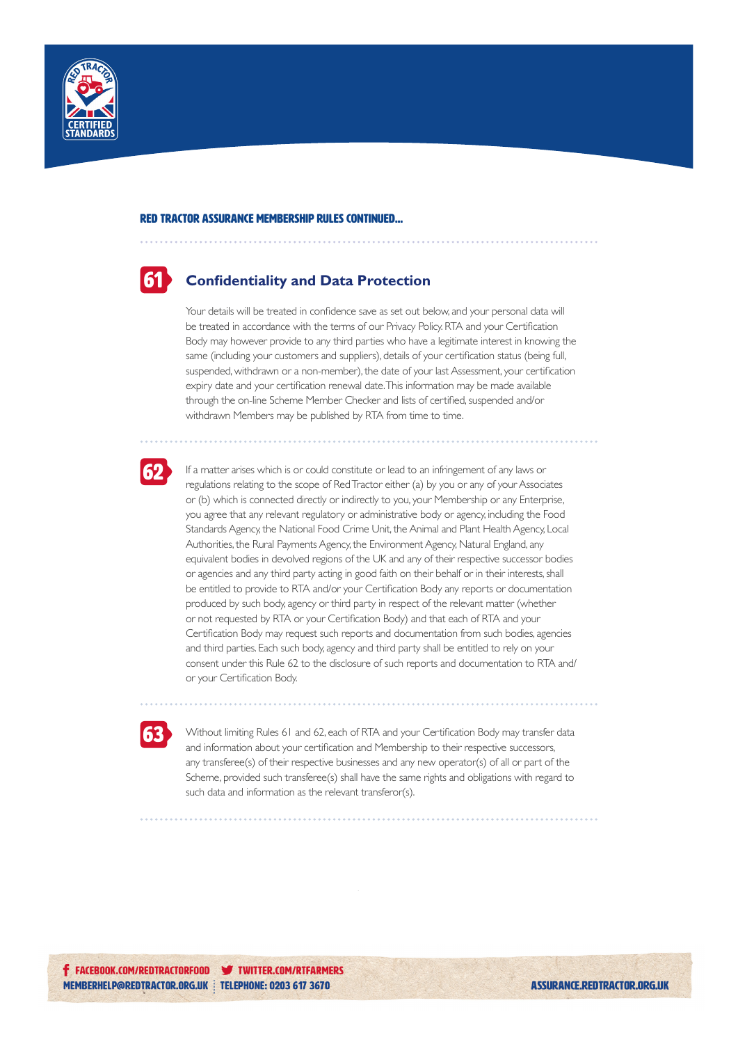**RED TRACTOR ASSURANCE MEMBERSHIP RULES CONTINUED...**

## 61 Confidentiality and Data Protection

Your details will be treated in confidence save as set out below, and your personal data will be treated in accordance with the terms of our Privacy Policy. RTA and your Certification Body may however provide to any third parties who have a legitimate interest in knowing the same (including your customers and suppliers), details of your certification status (being full, suspended, withdrawn or a non-member), the date of your last Assessment, your certification expiry date and your certification renewal date. This information may be made available through the on-line Scheme Member Checker and lists of certified, suspended and/or withdrawn Members may be published by RTA from time to time.

**62** If a matter arises which is or could constitute or lead to an infringement of any laws or regulations relating to the scope of Red Tractor either (a) by you or any of your Associates or (b) which is connected directly or indirectly to you, your Membership or any Enterprise, you agree that any relevant regulatory or administrative body or agency, including the Food Standards Agency, the National Food Crime Unit, the Animal and Plant Health Agency, Local Authorities, the Rural Payments Agency, the Environment Agency, Natural England, any equivalent bodies in devolved regions of the UK and any of their respective successor bodies or agencies and any third party acting in good faith on their behalf or in their interests, shall be entitled to provide to RTA and/or your Certification Body any reports or documentation produced by such body, agency or third party in respect of the relevant matter (whether or not requested by RTA or your Certification Body) and that each of RTA and your Certification Body may request such reports and documentation from such bodies, agencies and third parties. Each such body, agency and third party shall be entitled to rely on your consent under this Rule 62 to the disclosure of such reports and documentation to RTA and/or your Certification Body.

**63** Without limiting Rules 61 and 62, each of RTA and your Certification Body may transfer data and information about your certification and Membership to their respective successors, any transferee(s) of their respective businesses and any new operator(s) of all or part of the Scheme, provided such transferee(s) shall have the same rights and obligations with regard to such data and information as the relevant transferor(s).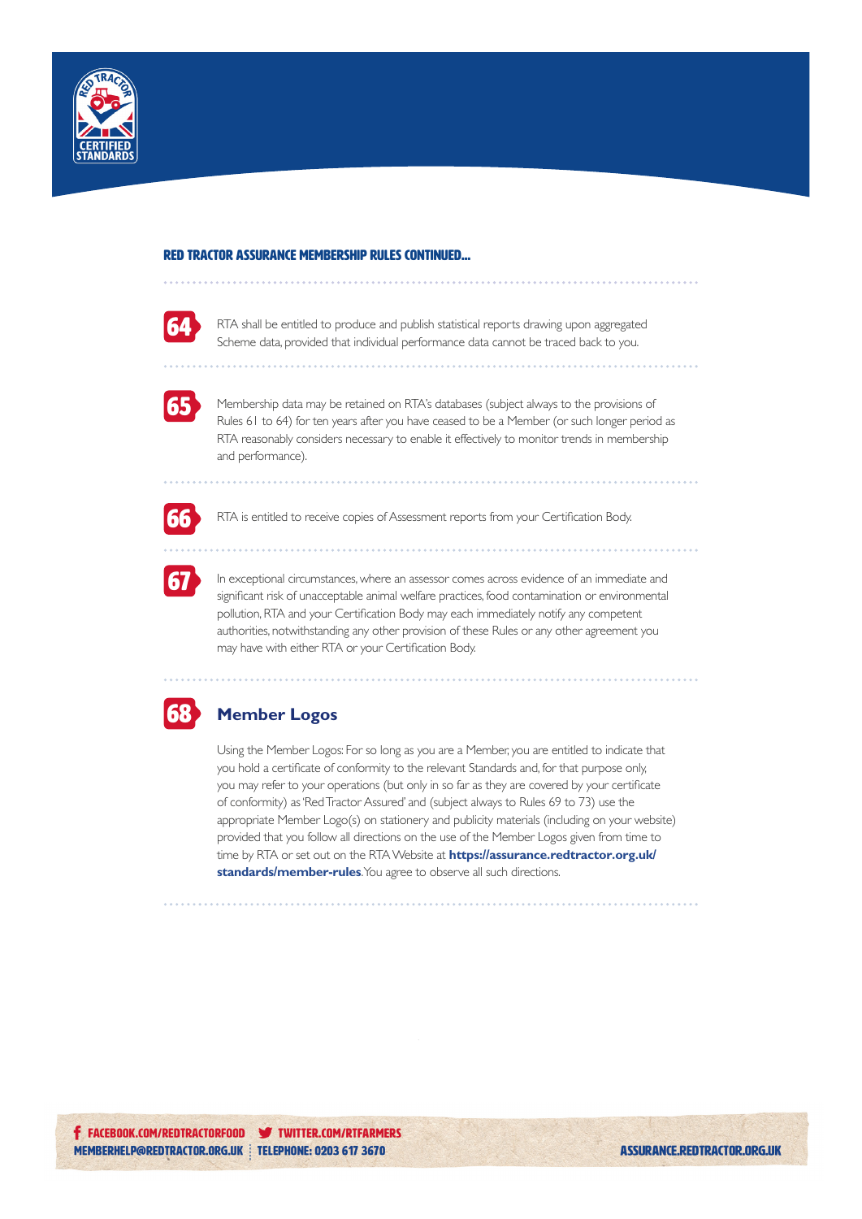**RED TRACTOR ASSURANCE MEMBERSHIP RULES CONTINUED...**

**64** RTA shall be entitled to produce and publish statistical reports drawing upon aggregated Scheme data, provided that individual performance data cannot be traced back to you.

**65** Membership data may be retained on RTA's databases (subject always to the provisions of Rules 61 to 64) for ten years after you have ceased to be a Member (or such longer period as RTA reasonably considers necessary to enable it effectively to monitor trends in membership and performance).

**66** RTA is entitled to receive copies of Assessment reports from your Certification Body.

**67** In exceptional circumstances, where an assessor comes across evidence of an immediate and significant risk of unacceptable animal welfare practices, food contamination or environmental pollution, RTA and your Certification Body may each immediately notify any competent authorities, notwithstanding any other provision of these Rules or any other agreement you may have with either RTA or your Certification Body.

## 68 Member Logos

Using the Member Logos: For so long as you are a Member, you are entitled to indicate that you hold a certificate of conformity to the relevant Standards and, for that purpose only, you may refer to your operations (but only in so far as they are covered by your certificate of conformity) as 'Red Tractor Assured' and (subject always to Rules 69 to 73) use the appropriate Member Logo(s) on stationery and publicity materials (including on your website) provided that you follow all directions on the use of the Member Logos given from time to time by RTA or set out on the RTA Website at **https://assurance.redtractor.org.uk/standards/member-rules**. You agree to observe all such directions.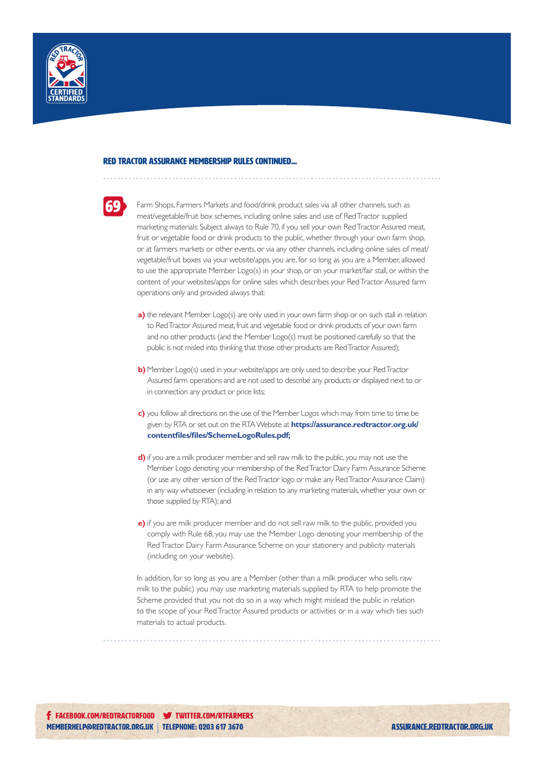## RED TRACTOR ASSURANCE MEMBERSHIP RULES CONTINUED...

**69** Farm Shops, Farmers Markets and food/drink product sales via all other channels, such as meat/vegetable/fruit box schemes, including online sales and use of Red Tractor supplied marketing materials: Subject always to Rule 70, if you sell your own Red Tractor Assured meat, fruit or vegetable food or drink products to the public, whether through your own farm shop, or at farmers markets or other events, or via any other channels, including online sales of meat/vegetable/fruit boxes via your website/apps, you are, for so long as you are a Member, allowed to use the appropriate Member Logo(s) in your shop, or on your market/fair stall, or within the content of your websites/apps for online sales which describes your Red Tractor Assured farm operations only and provided always that:

**a)** the relevant Member Logo(s) are only used in your own farm shop or on such stall in relation to Red Tractor Assured meat, fruit and vegetable food or drink products of your own farm and no other products (and the Member Logo(s) must be positioned carefully so that the public is not misled into thinking that those other products are Red Tractor Assured);

**b)** Member Logo(s) used in your website/apps are only used to describe your Red Tractor Assured farm operations and are not used to describe any products or displayed next to or in connection any product or price lists;

**c)** you follow all directions on the use of the Member Logos which may from time to time be given by RTA or set out on the RTA Website at **https://assurance.redtractor.org.uk/contentfiles/files/SchemeLogoRules.pdf;**

**d)** if you are a milk producer member and sell raw milk to the public, you may not use the Member Logo denoting your membership of the Red Tractor Dairy Farm Assurance Scheme (or use any other version of the Red Tractor logo or make any Red Tractor Assurance Claim) in any way whatsoever (including in relation to any marketing materials, whether your own or those supplied by RTA); and

**e)** if you are milk producer member and do not sell raw milk to the public, provided you comply with Rule 68, you may use the Member Logo denoting your membership of the Red Tractor Dairy Farm Assurance Scheme on your stationery and publicity materials (including on your website).

In addition, for so long as you are a Member (other than a milk producer who sells raw milk to the public) you may use marketing materials supplied by RTA to help promote the Scheme provided that you not do so in a way which might mislead the public in relation to the scope of your Red Tractor Assured products or activities or in a way which ties such materials to actual products.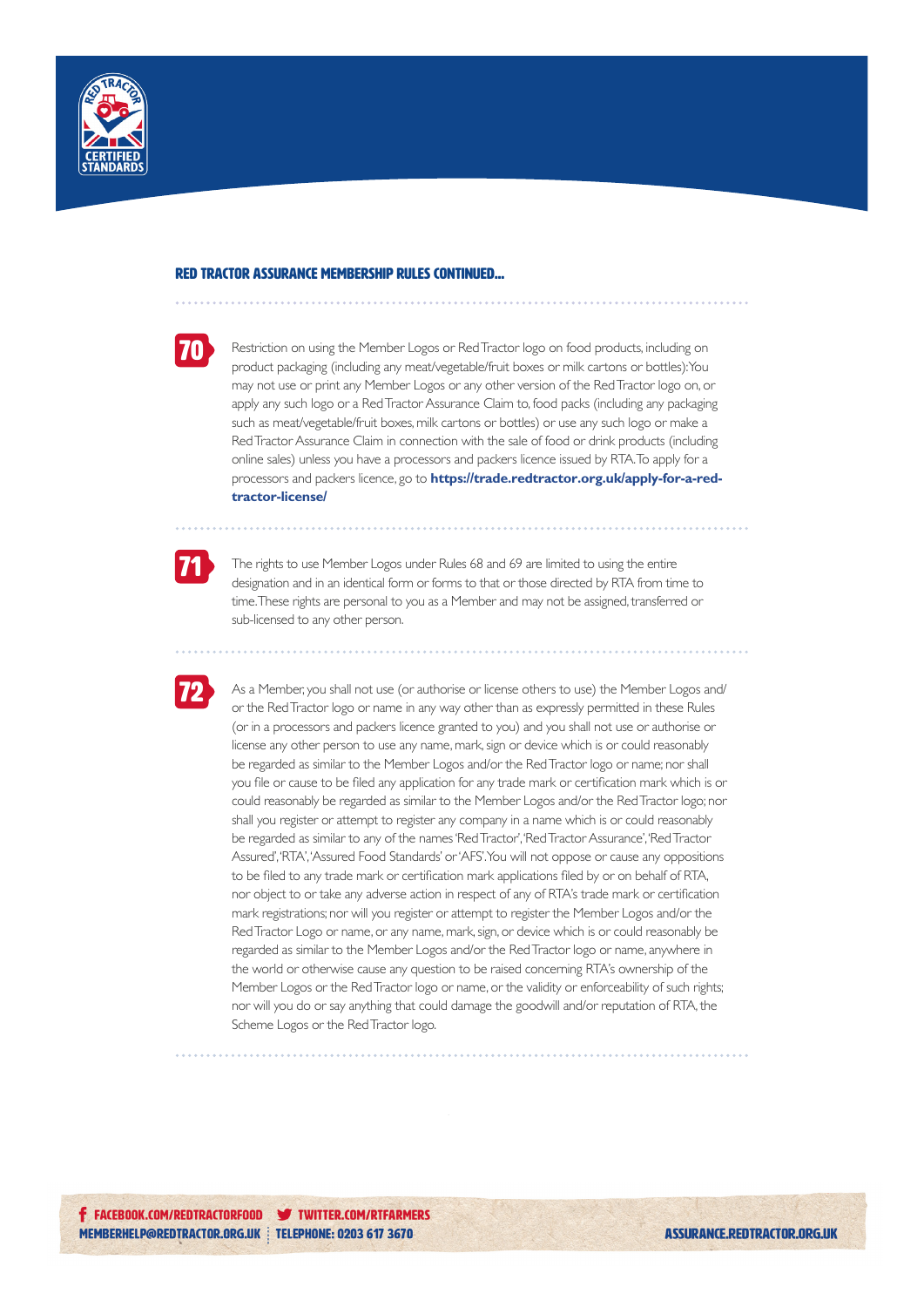## RED TRACTOR ASSURANCE MEMBERSHIP RULES CONTINUED...

**70** Restriction on using the Member Logos or Red Tractor logo on food products, including on product packaging (including any meat/vegetable/fruit boxes or milk cartons or bottles): You may not use or print any Member Logos or any other version of the Red Tractor logo on, or apply any such logo or a Red Tractor Assurance Claim to, food packs (including any packaging such as meat/vegetable/fruit boxes, milk cartons or bottles) or use any such logo or make a Red Tractor Assurance Claim in connection with the sale of food or drink products (including online sales) unless you have a processors and packers licence issued by RTA. To apply for a processors and packers licence, go to **https://trade.redtractor.org.uk/apply-for-a-red-tractor-license/**

**71** The rights to use Member Logos under Rules 68 and 69 are limited to using the entire designation and in an identical form or forms to that or those directed by RTA from time to time. These rights are personal to you as a Member and may not be assigned, transferred or sub-licensed to any other person.

**72** As a Member, you shall not use (or authorise or license others to use) the Member Logos and/or the Red Tractor logo or name in any way other than as expressly permitted in these Rules (or in a processors and packers licence granted to you) and you shall not use or authorise or license any other person to use any name, mark, sign or device which is or could reasonably be regarded as similar to the Member Logos and/or the Red Tractor logo or name; nor shall you file or cause to be filed any application for any trade mark or certification mark which is or could reasonably be regarded as similar to the Member Logos and/or the Red Tractor logo; nor shall you register or attempt to register any company in a name which is or could reasonably be regarded as similar to any of the names 'Red Tractor', 'Red Tractor Assurance', 'Red Tractor Assured', 'RTA', 'Assured Food Standards' or 'AFS'. You will not oppose or cause any oppositions to be filed to any trade mark or certification mark applications filed by or on behalf of RTA, nor object to or take any adverse action in respect of any of RTA's trade mark or certification mark registrations; nor will you register or attempt to register the Member Logos and/or the Red Tractor Logo or name, or any name, mark, sign, or device which is or could reasonably be regarded as similar to the Member Logos and/or the Red Tractor logo or name, anywhere in the world or otherwise cause any question to be raised concerning RTA's ownership of the Member Logos or the Red Tractor logo or name, or the validity or enforceability of such rights; nor will you do or say anything that could damage the goodwill and/or reputation of RTA, the Scheme Logos or the Red Tractor logo.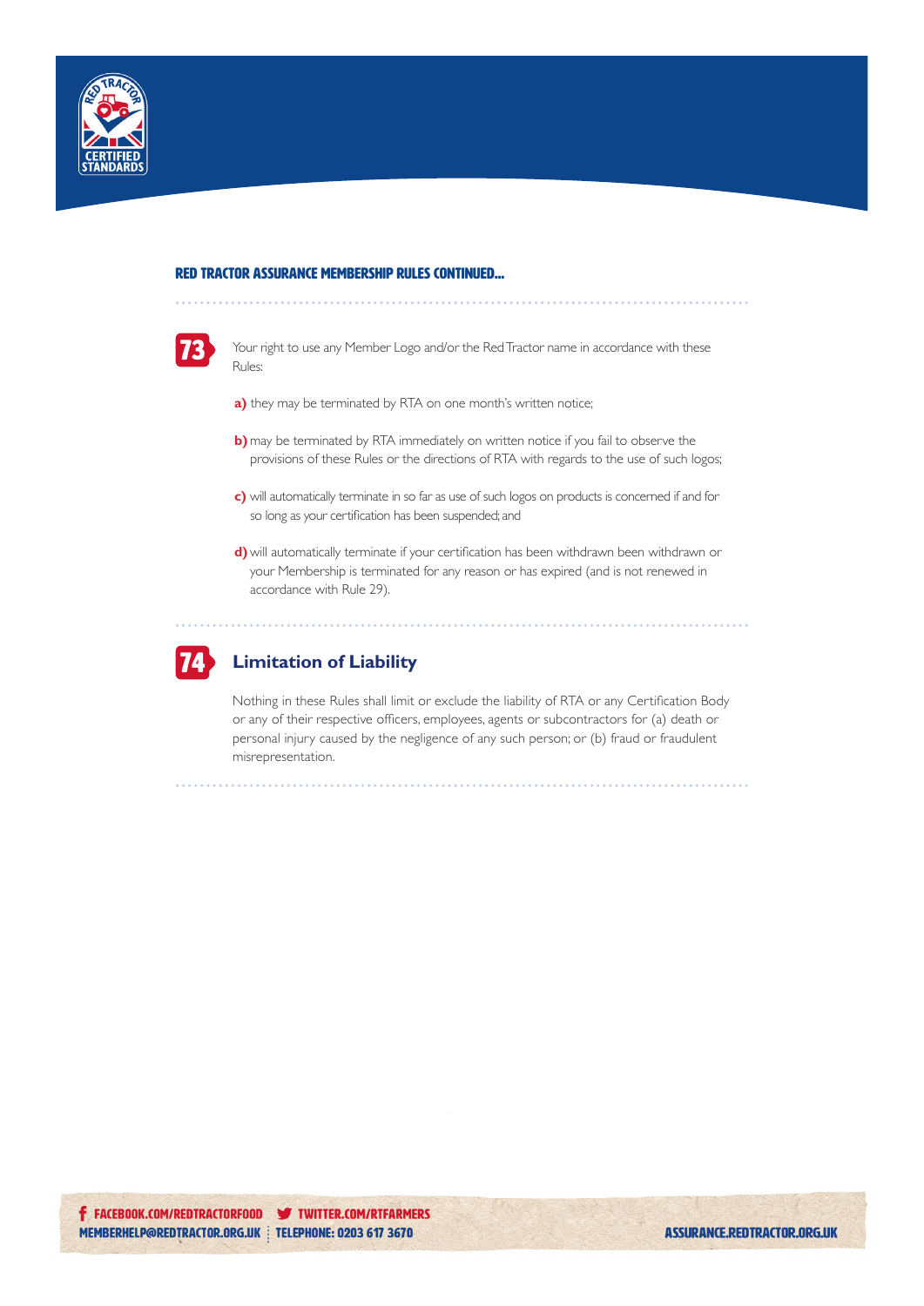#### RED TRACTOR ASSURANCE MEMBERSHIP RULES CONTINUED...

**73** Your right to use any Member Logo and/or the Red Tractor name in accordance with these Rules:

**a)** they may be terminated by RTA on one month's written notice;

**b)** may be terminated by RTA immediately on written notice if you fail to observe the provisions of these Rules or the directions of RTA with regards to the use of such logos;

**c)** will automatically terminate in so far as use of such logos on products is concerned if and for so long as your certification has been suspended; and

**d)** will automatically terminate if your certification has been withdrawn been withdrawn or your Membership is terminated for any reason or has expired (and is not renewed in accordance with Rule 29).

## 74 Limitation of Liability

Nothing in these Rules shall limit or exclude the liability of RTA or any Certification Body or any of their respective officers, employees, agents or subcontractors for (a) death or personal injury caused by the negligence of any such person; or (b) fraud or fraudulent misrepresentation.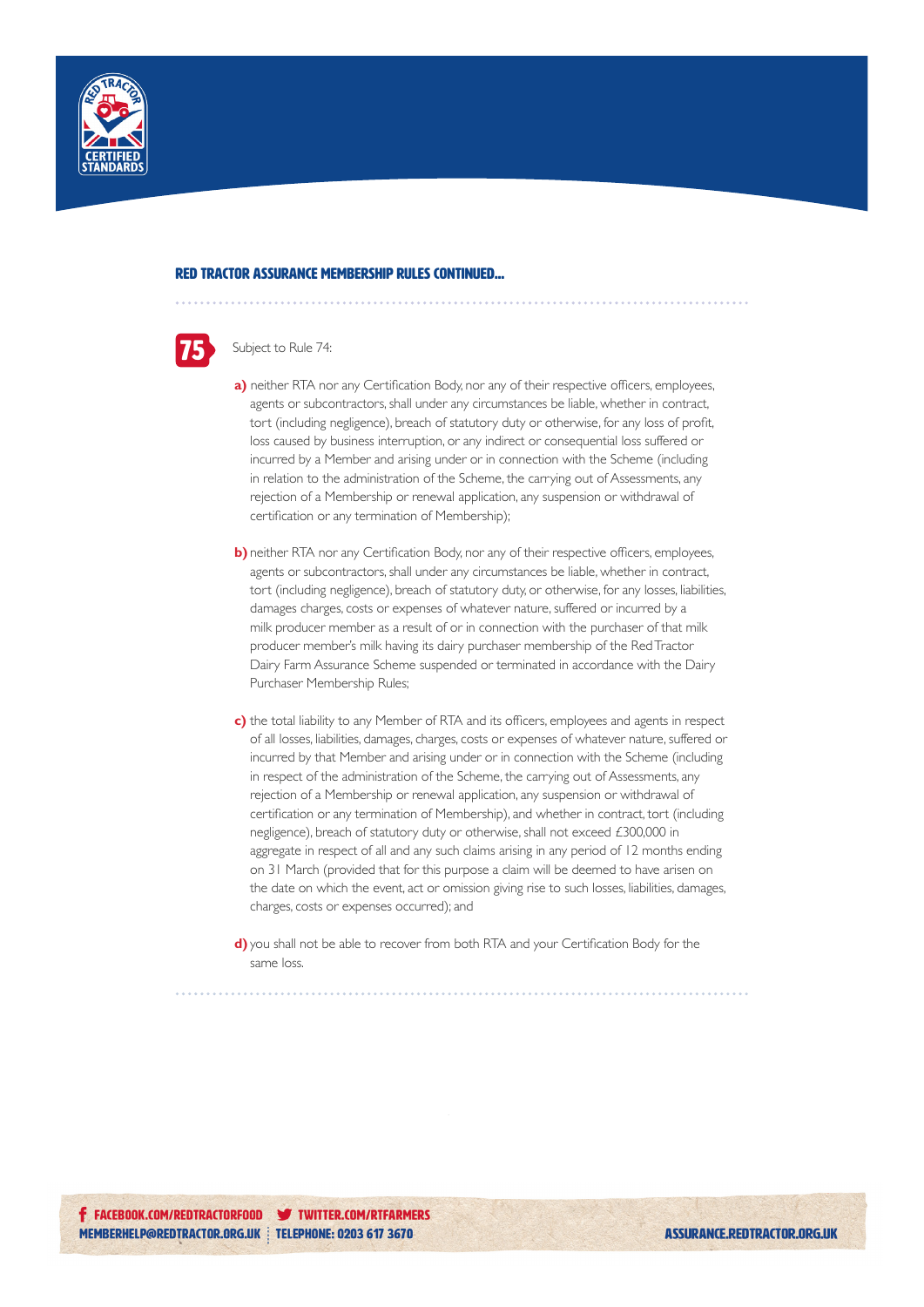## RED TRACTOR ASSURANCE MEMBERSHIP RULES CONTINUED...

**75** Subject to Rule 74:

**a)** neither RTA nor any Certification Body, nor any of their respective officers, employees, agents or subcontractors, shall under any circumstances be liable, whether in contract, tort (including negligence), breach of statutory duty or otherwise, for any loss of profit, loss caused by business interruption, or any indirect or consequential loss suffered or incurred by a Member and arising under or in connection with the Scheme (including in relation to the administration of the Scheme, the carrying out of Assessments, any rejection of a Membership or renewal application, any suspension or withdrawal of certification or any termination of Membership);

**b)** neither RTA nor any Certification Body, nor any of their respective officers, employees, agents or subcontractors, shall under any circumstances be liable, whether in contract, tort (including negligence), breach of statutory duty, or otherwise, for any losses, liabilities, damages charges, costs or expenses of whatever nature, suffered or incurred by a milk producer member as a result of or in connection with the purchaser of that milk producer member's milk having its dairy purchaser membership of the Red Tractor Dairy Farm Assurance Scheme suspended or terminated in accordance with the Dairy Purchaser Membership Rules;

**c)** the total liability to any Member of RTA and its officers, employees and agents in respect of all losses, liabilities, damages, charges, costs or expenses of whatever nature, suffered or incurred by that Member and arising under or in connection with the Scheme (including in respect of the administration of the Scheme, the carrying out of Assessments, any rejection of a Membership or renewal application, any suspension or withdrawal of certification or any termination of Membership), and whether in contract, tort (including negligence), breach of statutory duty or otherwise, shall not exceed £300,000 in aggregate in respect of all and any such claims arising in any period of 12 months ending on 31 March (provided that for this purpose a claim will be deemed to have arisen on the date on which the event, act or omission giving rise to such losses, liabilities, damages, charges, costs or expenses occurred); and

**d)** you shall not be able to recover from both RTA and your Certification Body for the same loss.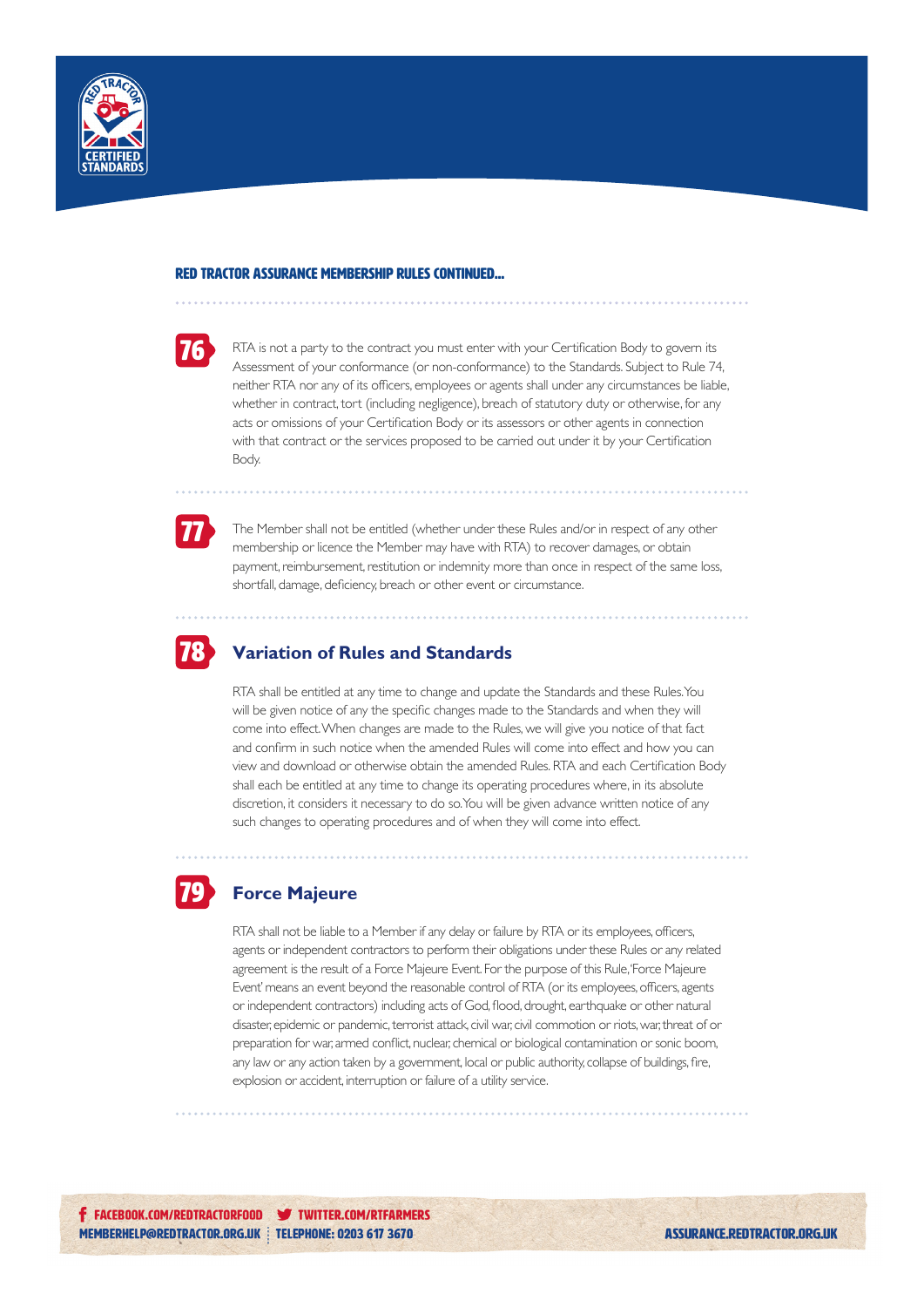RED TRACTOR ASSURANCE MEMBERSHIP RULES CONTINUED...

**76** RTA is not a party to the contract you must enter with your Certification Body to govern its Assessment of your conformance (or non-conformance) to the Standards. Subject to Rule 74, neither RTA nor any of its officers, employees or agents shall under any circumstances be liable, whether in contract, tort (including negligence), breach of statutory duty or otherwise, for any acts or omissions of your Certification Body or its assessors or other agents in connection with that contract or the services proposed to be carried out under it by your Certification Body.

**77** The Member shall not be entitled (whether under these Rules and/or in respect of any other membership or licence the Member may have with RTA) to recover damages, or obtain payment, reimbursement, restitution or indemnity more than once in respect of the same loss, shortfall, damage, deficiency, breach or other event or circumstance.

## 78 Variation of Rules and Standards

RTA shall be entitled at any time to change and update the Standards and these Rules. You will be given notice of any the specific changes made to the Standards and when they will come into effect. When changes are made to the Rules, we will give you notice of that fact and confirm in such notice when the amended Rules will come into effect and how you can view and download or otherwise obtain the amended Rules. RTA and each Certification Body shall each be entitled at any time to change its operating procedures where, in its absolute discretion, it considers it necessary to do so. You will be given advance written notice of any such changes to operating procedures and of when they will come into effect.

## 79 Force Majeure

RTA shall not be liable to a Member if any delay or failure by RTA or its employees, officers, agents or independent contractors to perform their obligations under these Rules or any related agreement is the result of a Force Majeure Event. For the purpose of this Rule, 'Force Majeure Event' means an event beyond the reasonable control of RTA (or its employees, officers, agents or independent contractors) including acts of God, flood, drought, earthquake or other natural disaster, epidemic or pandemic, terrorist attack, civil war, civil commotion or riots, war, threat of or preparation for war, armed conflict, nuclear, chemical or biological contamination or sonic boom, any law or any action taken by a government, local or public authority, collapse of buildings, fire, explosion or accident, interruption or failure of a utility service.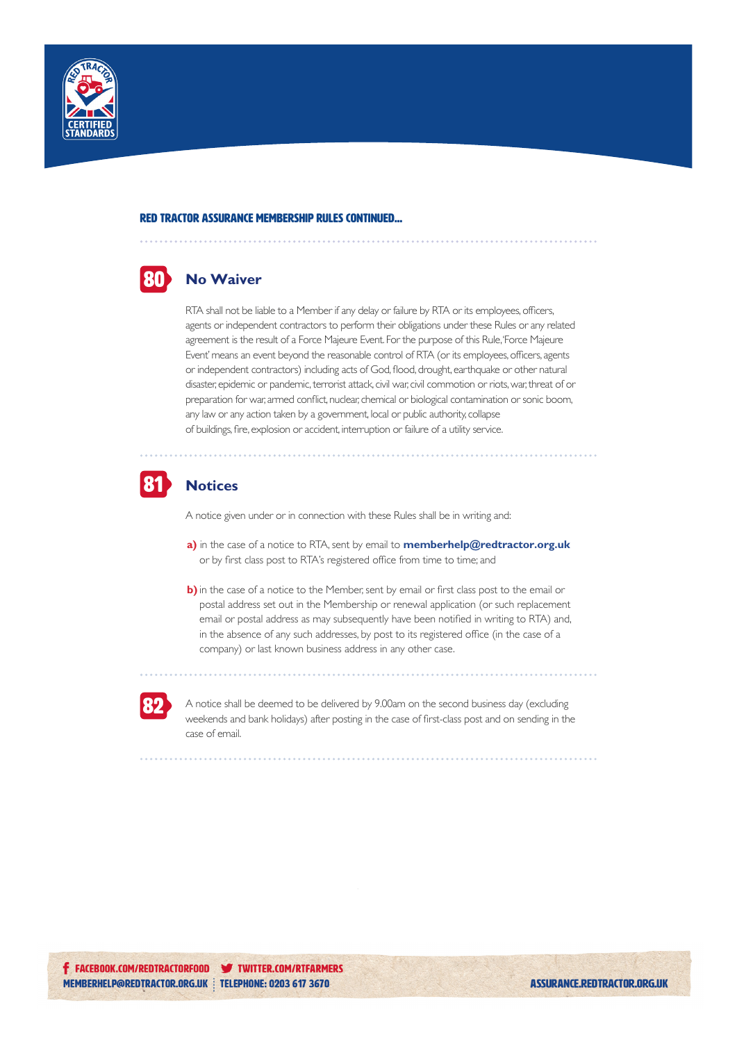RED TRACTOR ASSURANCE MEMBERSHIP RULES CONTINUED...

## 80 No Waiver

RTA shall not be liable to a Member if any delay or failure by RTA or its employees, officers, agents or independent contractors to perform their obligations under these Rules or any related agreement is the result of a Force Majeure Event. For the purpose of this Rule, 'Force Majeure Event' means an event beyond the reasonable control of RTA (or its employees, officers, agents or independent contractors) including acts of God, flood, drought, earthquake or other natural disaster, epidemic or pandemic, terrorist attack, civil war, civil commotion or riots, war, threat of or preparation for war, armed conflict, nuclear, chemical or biological contamination or sonic boom, any law or any action taken by a government, local or public authority, collapse of buildings, fire, explosion or accident, interruption or failure of a utility service.

## 81 Notices

A notice given under or in connection with these Rules shall be in writing and:

**a)** in the case of a notice to RTA, sent by email to **memberhelp@redtractor.org.uk** or by first class post to RTA's registered office from time to time; and

**b)** in the case of a notice to the Member, sent by email or first class post to the email or postal address set out in the Membership or renewal application (or such replacement email or postal address as may subsequently have been notified in writing to RTA) and, in the absence of any such addresses, by post to its registered office (in the case of a company) or last known business address in any other case.

**82** A notice shall be deemed to be delivered by 9.00am on the second business day (excluding weekends and bank holidays) after posting in the case of first-class post and on sending in the case of email.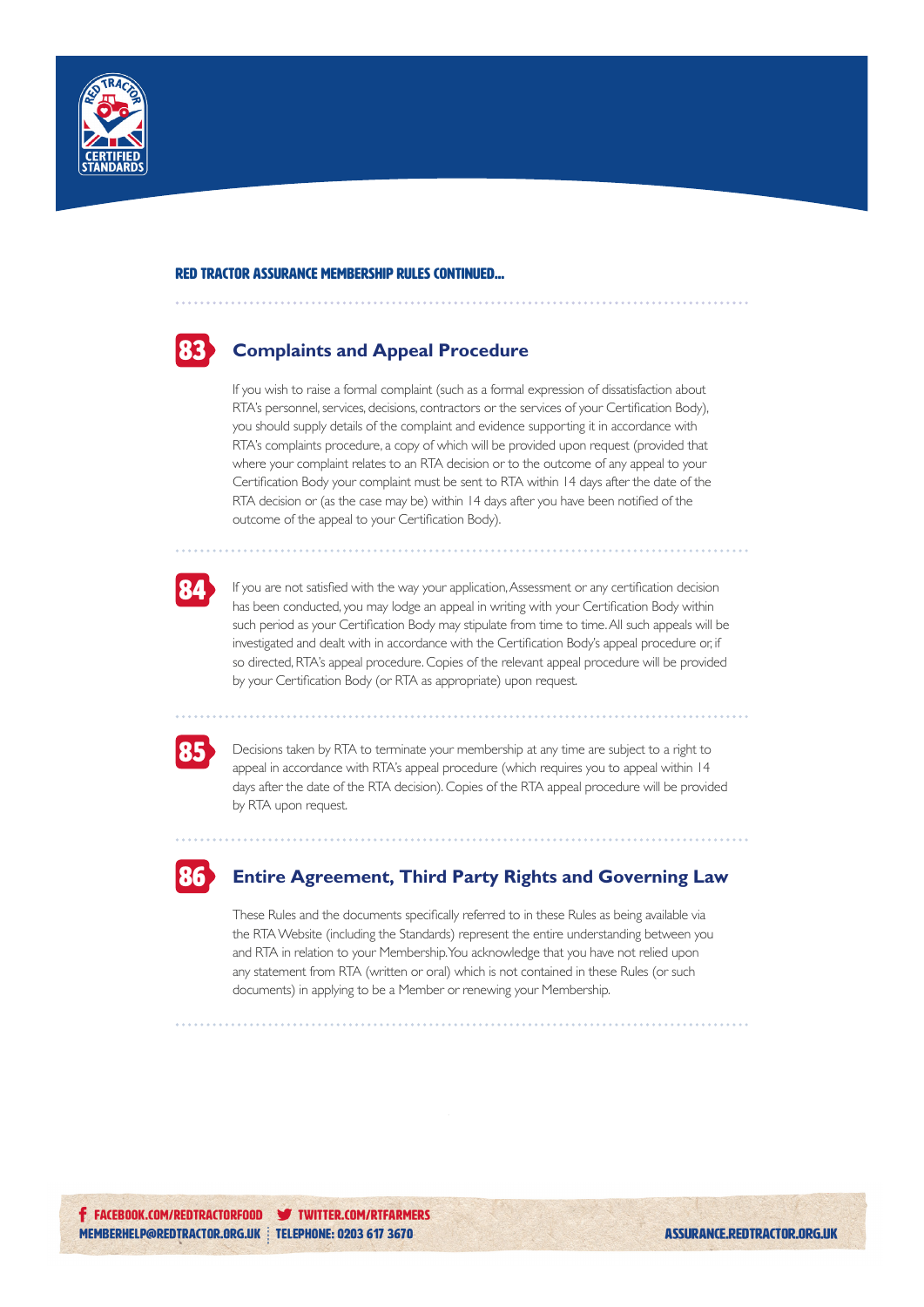RED TRACTOR ASSURANCE MEMBERSHIP RULES CONTINUED...

## 83 Complaints and Appeal Procedure

If you wish to raise a formal complaint (such as a formal expression of dissatisfaction about RTA's personnel, services, decisions, contractors or the services of your Certification Body), you should supply details of the complaint and evidence supporting it in accordance with RTA's complaints procedure, a copy of which will be provided upon request (provided that where your complaint relates to an RTA decision or to the outcome of any appeal to your Certification Body your complaint must be sent to RTA within 14 days after the date of the RTA decision or (as the case may be) within 14 days after you have been notified of the outcome of the appeal to your Certification Body).

**84** If you are not satisfied with the way your application, Assessment or any certification decision has been conducted, you may lodge an appeal in writing with your Certification Body within such period as your Certification Body may stipulate from time to time. All such appeals will be investigated and dealt with in accordance with the Certification Body's appeal procedure or, if so directed, RTA's appeal procedure. Copies of the relevant appeal procedure will be provided by your Certification Body (or RTA as appropriate) upon request.

**85** Decisions taken by RTA to terminate your membership at any time are subject to a right to appeal in accordance with RTA's appeal procedure (which requires you to appeal within 14 days after the date of the RTA decision). Copies of the RTA appeal procedure will be provided by RTA upon request.

## 86 Entire Agreement, Third Party Rights and Governing Law

These Rules and the documents specifically referred to in these Rules as being available via the RTA Website (including the Standards) represent the entire understanding between you and RTA in relation to your Membership. You acknowledge that you have not relied upon any statement from RTA (written or oral) which is not contained in these Rules (or such documents) in applying to be a Member or renewing your Membership.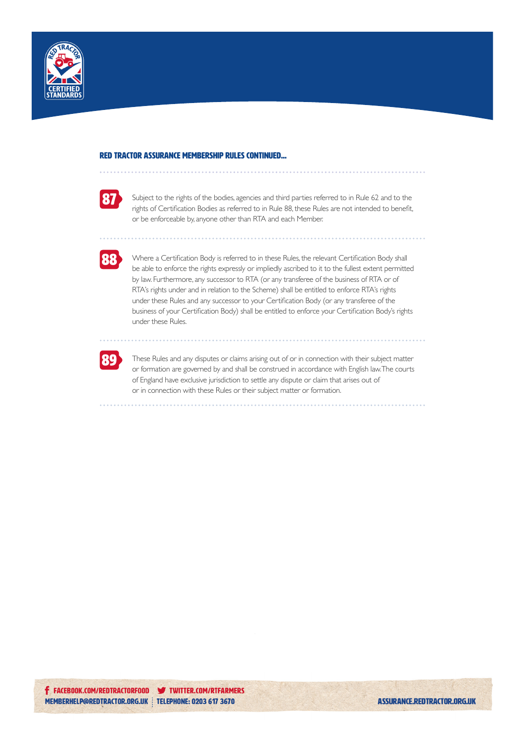## RED TRACTOR ASSURANCE MEMBERSHIP RULES CONTINUED...

**87** Subject to the rights of the bodies, agencies and third parties referred to in Rule 62 and to the rights of Certification Bodies as referred to in Rule 88, these Rules are not intended to benefit, or be enforceable by, anyone other than RTA and each Member.

**88** Where a Certification Body is referred to in these Rules, the relevant Certification Body shall be able to enforce the rights expressly or impliedly ascribed to it to the fullest extent permitted by law. Furthermore, any successor to RTA (or any transferee of the business of RTA or of RTA's rights under and in relation to the Scheme) shall be entitled to enforce RTA's rights under these Rules and any successor to your Certification Body (or any transferee of the business of your Certification Body) shall be entitled to enforce your Certification Body's rights under these Rules.

**89** These Rules and any disputes or claims arising out of or in connection with their subject matter or formation are governed by and shall be construed in accordance with English law. The courts of England have exclusive jurisdiction to settle any dispute or claim that arises out of or in connection with these Rules or their subject matter or formation.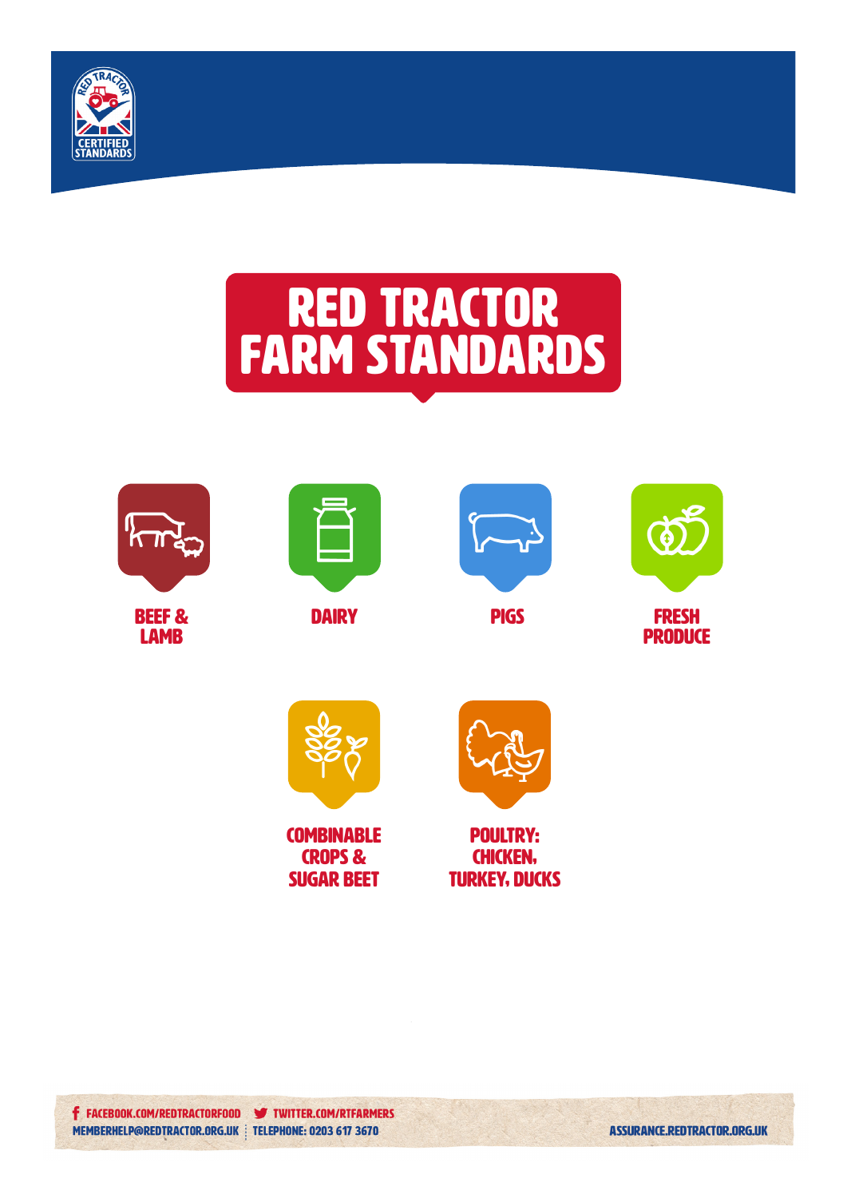# RED TRACTOR FARM STANDARDS

- BEEF & LAMB
- DAIRY
- PIGS
- FRESH PRODUCE
- COMBINABLE CROPS & SUGAR BEET
- POULTRY: CHICKEN, TURKEY, DUCKS

FACEBOOK.COM/REDTRACTORFOOD | TWITTER.COM/RTFARMERS
MEMBERHELP@REDTRACTOR.ORG.UK | TELEPHONE: 0203 617 3670
ASSURANCE.REDTRACTOR.ORG.UK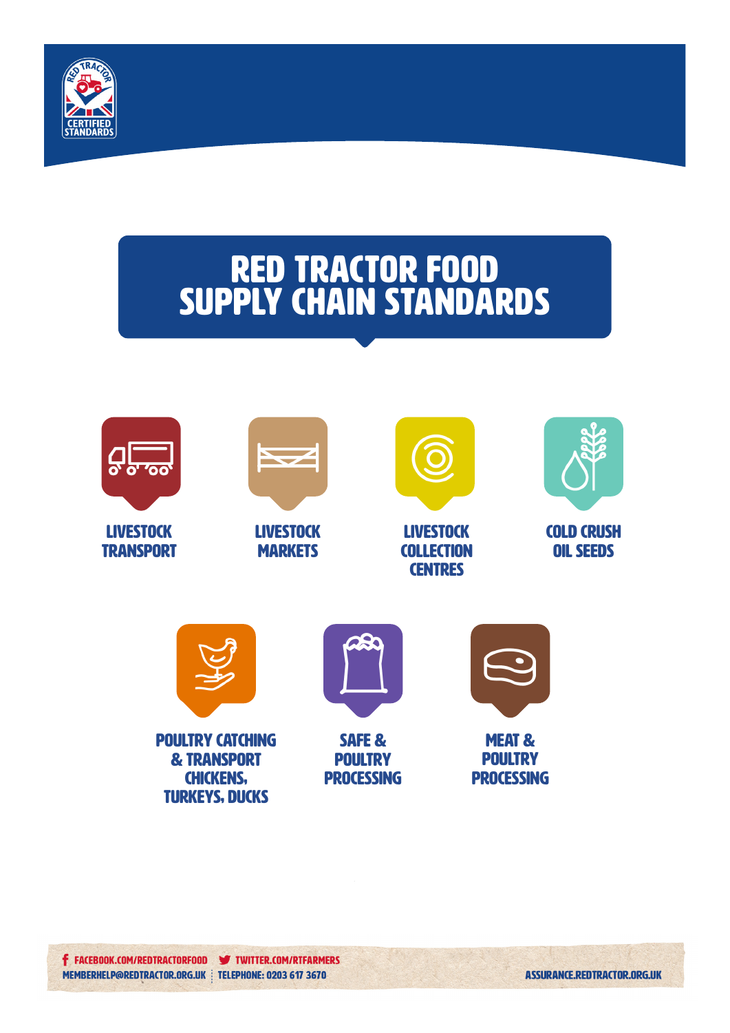# RED TRACTOR FOOD SUPPLY CHAIN STANDARDS

LIVESTOCK TRANSPORT

LIVESTOCK MARKETS

LIVESTOCK COLLECTION CENTRES

COLD CRUSH OIL SEEDS

POULTRY CATCHING & TRANSPORT CHICKENS, TURKEYS, DUCKS

SAFE & POULTRY PROCESSING

MEAT & POULTRY PROCESSING

FACEBOOK.COM/REDTRACTORFOOD TWITTER.COM/RTFARMERS
MEMBERHELP@REDTRACTOR.ORG.UK TELEPHONE: 0203 617 3670
ASSURANCE.REDTRACTOR.ORG.UK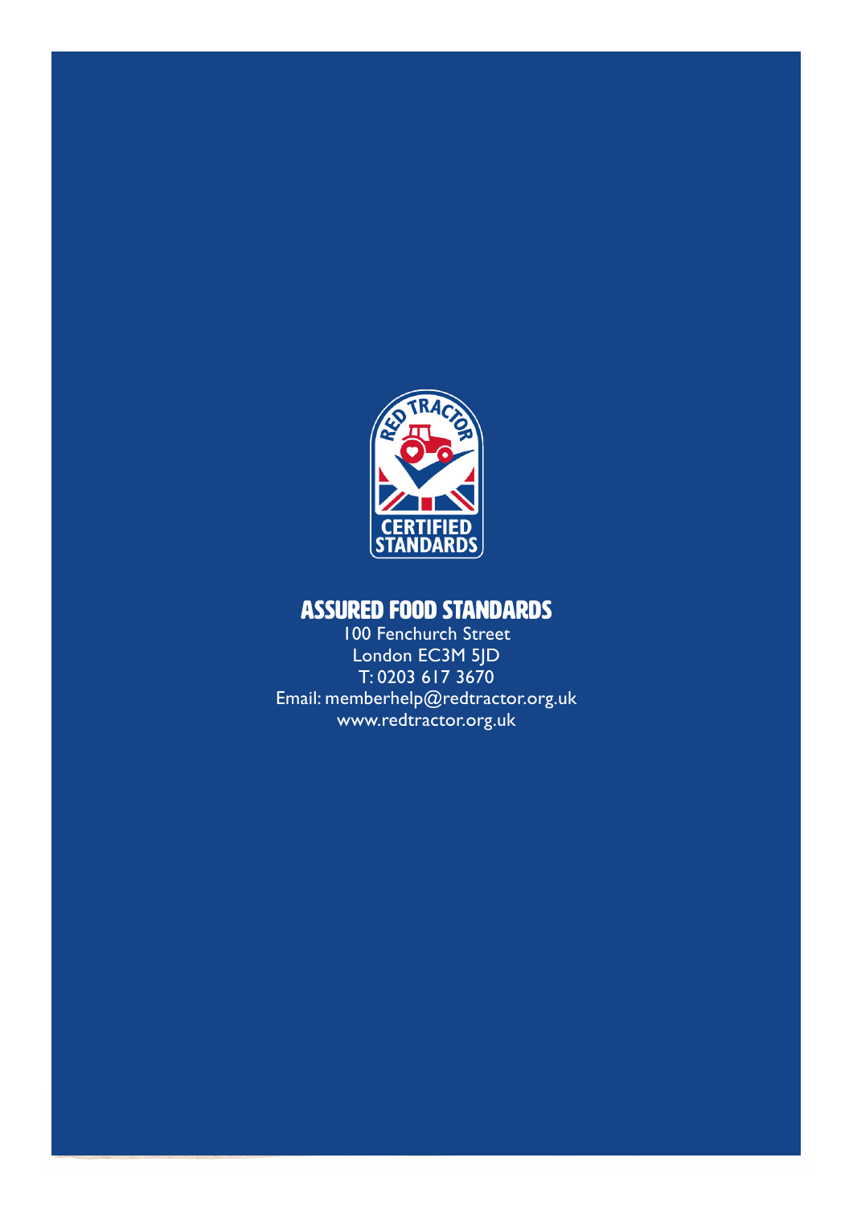## ASSURED FOOD STANDARDS

100 Fenchurch Street
London EC3M 5JD
T: 0203 617 3670
Email: memberhelp@redtractor.org.uk
www.redtractor.org.uk